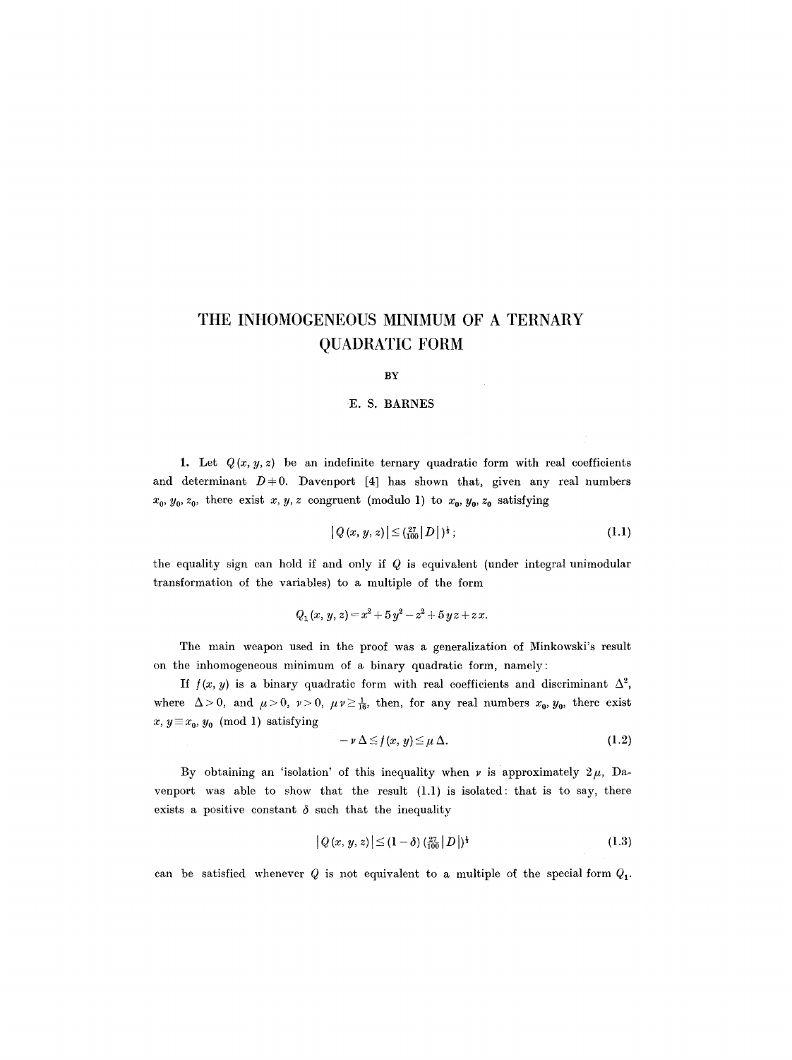# THE INHOMOGENEOUS MINIMUM OF A TERNARY QUADRATIC FORM

BY

E. S. BARNES

**1.** Let $Q(x, y, z)$ be an indefinite ternary quadratic form with real coefficients and determinant $D \neq 0$. Davenport [4] has shown that, given any real numbers $x_0, y_0, z_0$, there exist $x, y, z$ congruent (modulo 1) to $x_0, y_0, z_0$ satisfying

$$|Q(x, y, z)| \leq (\tfrac{27}{100}|D|)^{\frac{1}{3}}; \tag{1.1}$$

the equality sign can hold if and only if $Q$ is equivalent (under integral unimodular transformation of the variables) to a multiple of the form

$$Q_1(x, y, z) = x^2 + 5y^2 - z^2 + 5yz + zx.$$

The main weapon used in the proof was a generalization of Minkowski's result on the inhomogeneous minimum of a binary quadratic form, namely:

If $f(x, y)$ is a binary quadratic form with real coefficients and discriminant $\Delta^2$, where $\Delta > 0$, and $\mu > 0$, $\nu > 0$, $\mu\nu \geq \frac{1}{16}$, then, for any real numbers $x_0, y_0$, there exist $x, y \equiv x_0, y_0 \pmod 1$ satisfying

$$-\nu\Delta \leq f(x, y) \leq \mu\Delta. \tag{1.2}$$

By obtaining an 'isolation' of this inequality when $\nu$ is approximately $2\mu$, Davenport was able to show that the result (1.1) is isolated: that is to say, there exists a positive constant $\delta$ such that the inequality

$$|Q(x, y, z)| \leq (1-\delta)(\tfrac{27}{100}|D|)^{\frac{1}{3}} \tag{1.3}$$

can be satisfied whenever $Q$ is not equivalent to a multiple of the special form $Q_1$.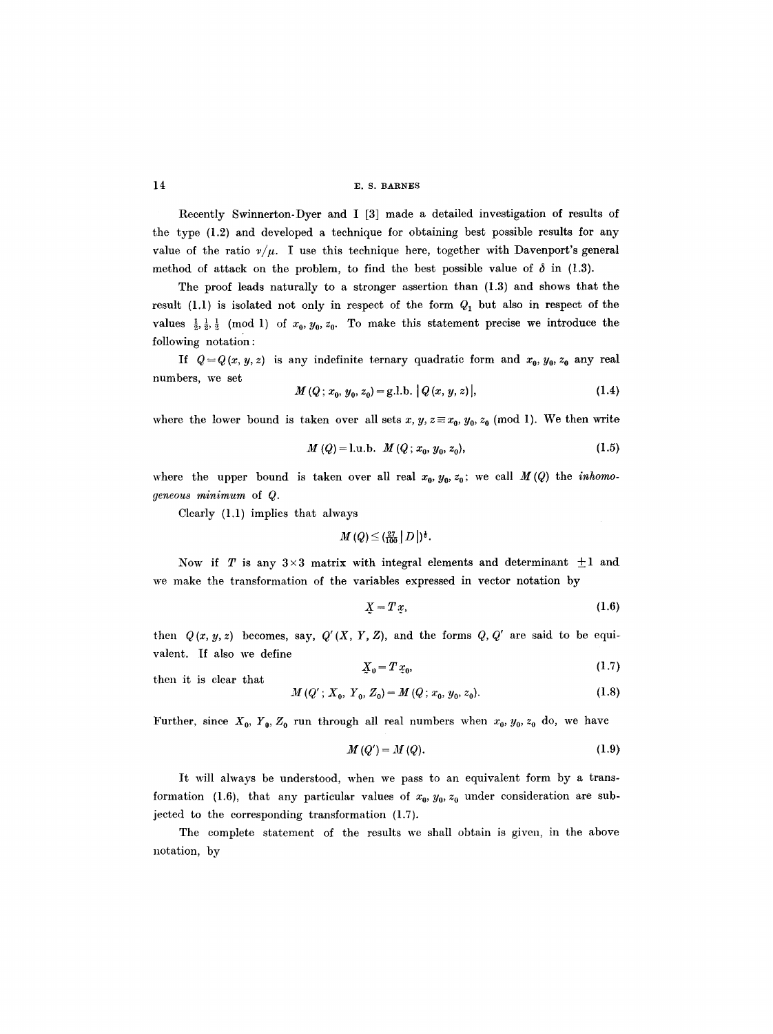Recently Swinnerton-Dyer and I [3] made a detailed investigation of results of the type (1.2) and developed a technique for obtaining best possible results for any value of the ratio $\nu/\mu$. I use this technique here, together with Davenport's general method of attack on the problem, to find the best possible value of $\delta$ in (1.3).

The proof leads naturally to a stronger assertion than (1.3) and shows that the result (1.1) is isolated not only in respect of the form $Q_1$ but also in respect of the values $\frac{1}{2}, \frac{1}{2}, \frac{1}{2}$ (mod 1) of $x_0, y_0, z_0$. To make this statement precise we introduce the following notation:

If $Q = Q(x, y, z)$ is any indefinite ternary quadratic form and $x_0, y_0, z_0$ any real numbers, we set

$$M(Q; x_0, y_0, z_0) = \text{g.l.b.}\ |Q(x, y, z)|, \tag{1.4}$$

where the lower bound is taken over all sets $x, y, z \equiv x_0, y_0, z_0$ (mod 1). We then write

$$M(Q) = \text{l.u.b.}\ M(Q; x_0, y_0, z_0), \tag{1.5}$$

where the upper bound is taken over all real $x_0, y_0, z_0$; we call $M(Q)$ the *inhomogeneous minimum* of $Q$.

Clearly (1.1) implies that always

$$M(Q) \leq \left(\tfrac{27}{100}|D|\right)^{\frac{1}{3}}.$$

Now if $T$ is any $3 \times 3$ matrix with integral elements and determinant $\pm 1$ and we make the transformation of the variables expressed in vector notation by

$$\underset{\sim}{X} = T\underset{\sim}{x}, \tag{1.6}$$

then $Q(x, y, z)$ becomes, say, $Q'(X, Y, Z)$, and the forms $Q, Q'$ are said to be equivalent. If also we define

$$\underset{\sim}{X}_0 = T\underset{\sim}{x}_0, \tag{1.7}$$

then it is clear that

$$M(Q'; X_0, Y_0, Z_0) = M(Q; x_0, y_0, z_0). \tag{1.8}$$

Further, since $X_0, Y_0, Z_0$ run through all real numbers when $x_0, y_0, z_0$ do, we have

$$M(Q') = M(Q). \tag{1.9}$$

It will always be understood, when we pass to an equivalent form by a transformation (1.6), that any particular values of $x_0, y_0, z_0$ under consideration are subjected to the corresponding transformation (1.7).

The complete statement of the results we shall obtain is given, in the above notation, by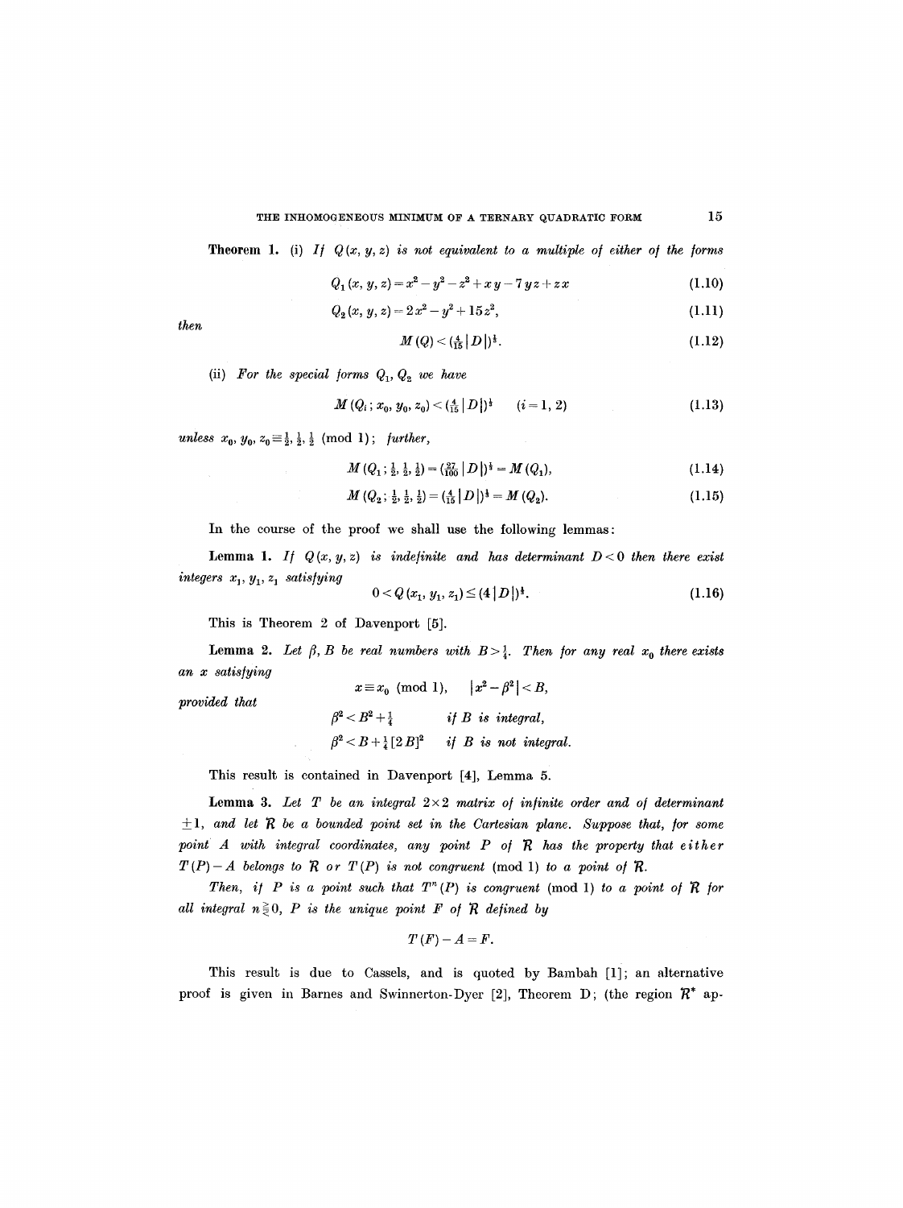**Theorem 1.** (i) *If $Q(x, y, z)$ is not equivalent to a multiple of either of the forms*

$$Q_1(x, y, z) = x^2 - y^2 - z^2 + xy - 7yz + zx \tag{1.10}$$

$$Q_2(x, y, z) = 2x^2 - y^2 + 15z^2, \tag{1.11}$$

*then*

$$M(Q) < (\tfrac{4}{15}|D|)^{\frac{1}{3}}. \tag{1.12}$$

(ii) *For the special forms $Q_1, Q_2$ we have*

$$M(Q_i; x_0, y_0, z_0) < (\tfrac{4}{15}|D|)^{\frac{1}{3}} \qquad (i = 1, 2) \tag{1.13}$$

*unless $x_0, y_0, z_0 \equiv \frac{1}{2}, \frac{1}{2}, \frac{1}{2} \pmod 1$; further,*

$$M(Q_1; \tfrac{1}{2}, \tfrac{1}{2}, \tfrac{1}{2}) = (\tfrac{27}{100}|D|)^{\frac{1}{3}} = M(Q_1), \tag{1.14}$$

$$M(Q_2; \tfrac{1}{2}, \tfrac{1}{2}, \tfrac{1}{2}) = (\tfrac{4}{15}|D|)^{\frac{1}{3}} = M(Q_2). \tag{1.15}$$

In the course of the proof we shall use the following lemmas:

**Lemma 1.** *If $Q(x, y, z)$ is indefinite and has determinant $D < 0$ then there exist integers $x_1, y_1, z_1$ satisfying*

$$0 < Q(x_1, y_1, z_1) \le (4|D|)^{\frac{1}{3}}. \tag{1.16}$$

This is Theorem 2 of Davenport [5].

**Lemma 2.** *Let $\beta, B$ be real numbers with $B > \frac{1}{4}$. Then for any real $x_0$ there exists an $x$ satisfying*

$$x \equiv x_0 \pmod 1, \qquad |x^2 - \beta^2| < B,$$

*provided that*

$$\beta^2 < B^2 + \tfrac{1}{4} \qquad \textit{if } B \textit{ is integral,}$$

$$\beta^2 < B + \tfrac{1}{4}[2B]^2 \qquad \textit{if } B \textit{ is not integral.}$$

This result is contained in Davenport [4], Lemma 5.

**Lemma 3.** *Let $T$ be an integral $2 \times 2$ matrix of infinite order and of determinant $\pm 1$, and let $\mathcal{R}$ be a bounded point set in the Cartesian plane. Suppose that, for some point $A$ with integral coordinates, any point $P$ of $\mathcal{R}$ has the property that* either *$T(P) - A$ belongs to $\mathcal{R}$* or *$T(P)$ is not congruent* (mod 1) *to a point of $\mathcal{R}$.*

*Then, if $P$ is a point such that $T^n(P)$ is congruent* (mod 1) *to a point of $\mathcal{R}$ for all integral $n \gtrless 0$, $P$ is the unique point $F$ of $\mathcal{R}$ defined by*

$$T(F) - A = F.$$

This result is due to Cassels, and is quoted by Bambah [1]; an alternative proof is given in Barnes and Swinnerton-Dyer [2], Theorem D; (the region $\mathcal{R}^*$ ap-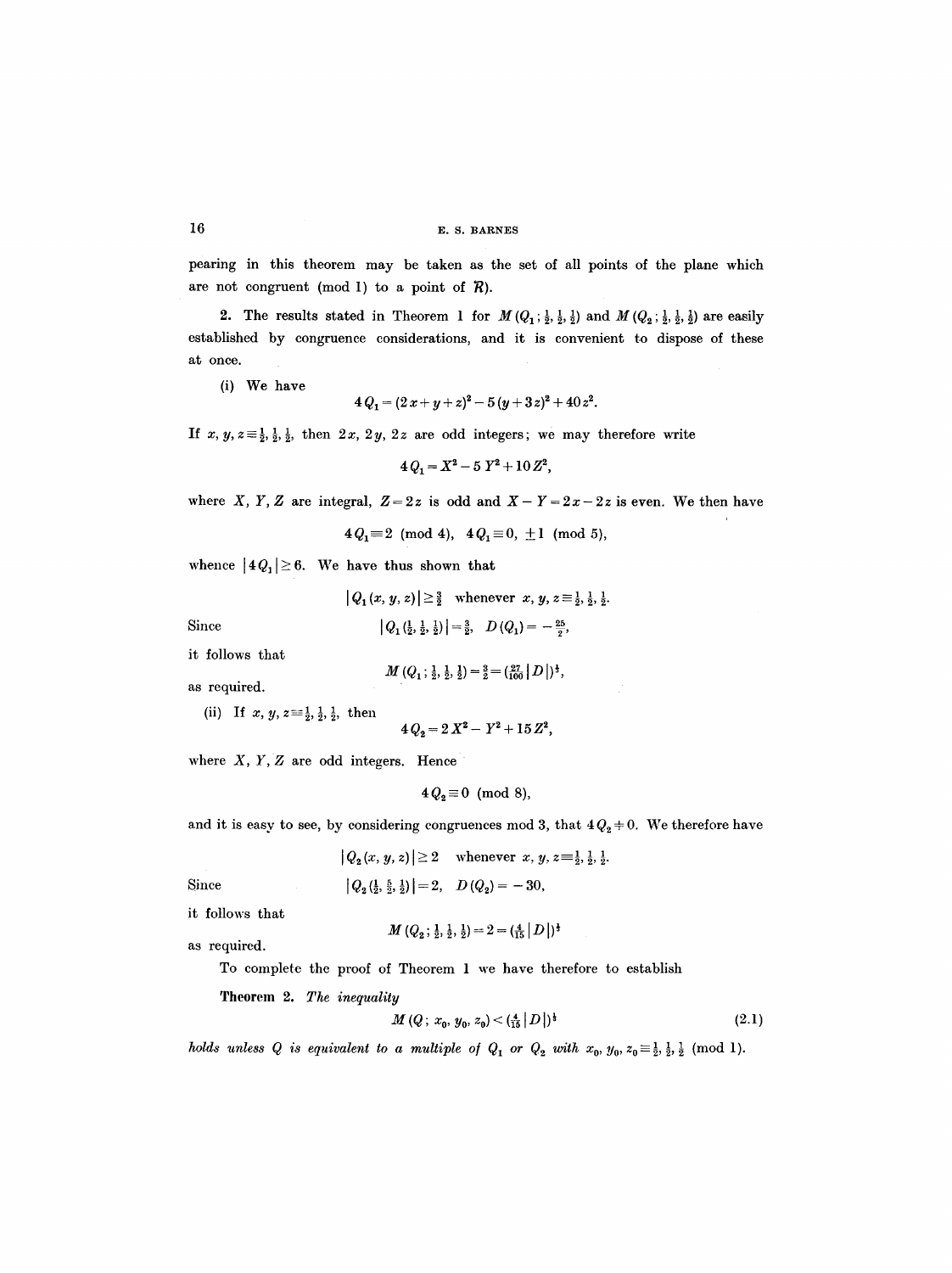pearing in this theorem may be taken as the set of all points of the plane which are not congruent (mod 1) to a point of $\mathcal{R}$).

**2.** The results stated in Theorem 1 for $M(Q_1; \frac{1}{2}, \frac{1}{2}, \frac{1}{2})$ and $M(Q_2; \frac{1}{2}, \frac{1}{2}, \frac{1}{2})$ are easily established by congruence considerations, and it is convenient to dispose of these at once.

(i) We have

$$4Q_1 = (2x + y + z)^2 - 5(y + 3z)^2 + 40z^2.$$

If $x, y, z \equiv \frac{1}{2}, \frac{1}{2}, \frac{1}{2}$, then $2x$, $2y$, $2z$ are odd integers; we may therefore write

$$4Q_1 = X^2 - 5Y^2 + 10Z^2,$$

where $X$, $Y$, $Z$ are integral, $Z = 2z$ is odd and $X - Y = 2x - 2z$ is even. We then have

$$4Q_1 \equiv 2 \pmod 4, \quad 4Q_1 \equiv 0, \ \pm 1 \pmod 5,$$

whence $|4Q_1| \geq 6$. We have thus shown that

$$|Q_1(x, y, z)| \geq \tfrac{3}{2} \quad \text{whenever } x, y, z \equiv \tfrac{1}{2}, \tfrac{1}{2}, \tfrac{1}{2}.$$

Since

$$|Q_1(\tfrac{1}{2}, \tfrac{1}{2}, \tfrac{1}{2})| = \tfrac{3}{2}, \quad D(Q_1) = -\tfrac{25}{2},$$

it follows that

$$M(Q_1; \tfrac{1}{2}, \tfrac{1}{2}, \tfrac{1}{2}) = \tfrac{3}{2} = (\tfrac{27}{100}|D|)^{\frac{1}{3}},$$

as required.

(ii) If $x, y, z \equiv \frac{1}{2}, \frac{1}{2}, \frac{1}{2}$, then

$$4Q_2 = 2X^2 - Y^2 + 15Z^2,$$

where $X$, $Y$, $Z$ are odd integers. Hence

$$4Q_2 \equiv 0 \pmod 8,$$

and it is easy to see, by considering congruences mod 3, that $4Q_2 \neq 0$. We therefore have

$$|Q_2(x, y, z)| \geq 2 \quad \text{whenever } x, y, z \equiv \tfrac{1}{2}, \tfrac{1}{2}, \tfrac{1}{2}.$$

Since

$$|Q_2(\tfrac{1}{2}, \tfrac{5}{2}, \tfrac{1}{2})| = 2, \quad D(Q_2) = -30,$$

it follows that

$$M(Q_2; \tfrac{1}{2}, \tfrac{1}{2}, \tfrac{1}{2}) = 2 = (\tfrac{4}{15}|D|)^{\frac{1}{3}}$$

as required.

To complete the proof of Theorem 1 we have therefore to establish

**Theorem 2.** *The inequality*

$$M(Q; x_0, y_0, z_0) < (\tfrac{4}{15}|D|)^{\frac{1}{3}} \tag{2.1}$$

*holds unless $Q$ is equivalent to a multiple of $Q_1$ or $Q_2$ with $x_0, y_0, z_0 \equiv \frac{1}{2}, \frac{1}{2}, \frac{1}{2}$ (mod 1).*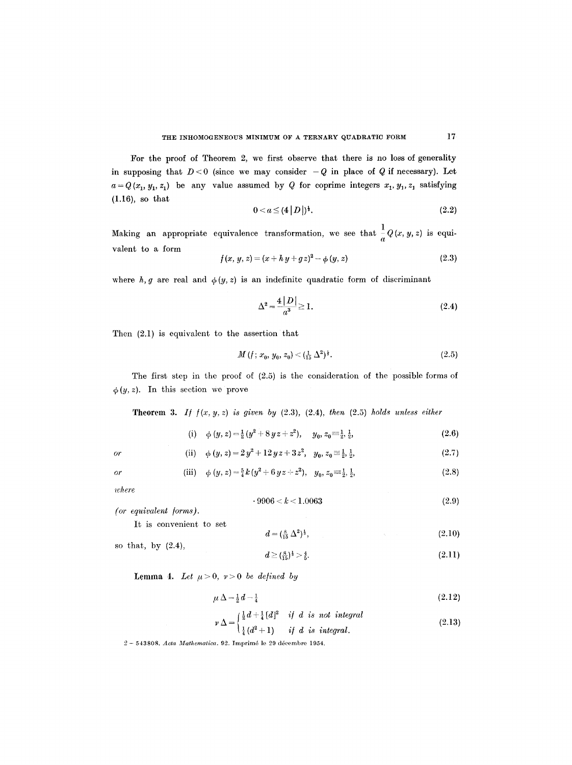For the proof of Theorem 2, we first observe that there is no loss of generality in supposing that $D<0$ (since we may consider $-Q$ in place of $Q$ if necessary). Let $a=Q(x_1, y_1, z_1)$ be any value assumed by $Q$ for coprime integers $x_1, y_1, z_1$ satisfying (1.16), so that

$$0 < a \leq (4|D|)^{\frac{1}{3}}. \tag{2.2}$$

Making an appropriate equivalence transformation, we see that $\frac{1}{a} Q(x, y, z)$ is equivalent to a form

$$f(x, y, z) = (x + hy + gz)^2 - \phi(y, z) \tag{2.3}$$

where $h, g$ are real and $\phi(y, z)$ is an indefinite quadratic form of discriminant

$$\Delta^2 = \frac{4|D|}{a^3} \geq 1. \tag{2.4}$$

Then (2.1) is equivalent to the assertion that

$$M(f; x_0, y_0, z_0) < (\tfrac{1}{15} \Delta^2)^{\frac{1}{2}}. \tag{2.5}$$

The first step in the proof of (2.5) is the consideration of the possible forms of $\phi(y, z)$. In this section we prove

**Theorem 3.** *If $f(x, y, z)$ is given by (2.3), (2.4), then (2.5) holds unless either*

$$\text{(i)} \quad \phi(y, z) = \tfrac{1}{2}(y^2 + 8yz + z^2), \quad y_0, z_0 \equiv \tfrac{1}{2}, \tfrac{1}{2}, \tag{2.6}$$

*or*

$$\text{(ii)} \quad \phi(y, z) = 2y^2 + 12yz + 3z^2, \quad y_0, z_0 \equiv \tfrac{1}{2}, \tfrac{1}{2}, \tag{2.7}$$

*or*

$$\text{(iii)} \quad \phi(y, z) = \tfrac{5}{4}k(y^2 + 6yz + z^2), \quad y_0, z_0 \equiv \tfrac{1}{2}, \tfrac{1}{2}, \tag{2.8}$$

*where*

$$\cdot 9906 < k < 1.0063 \tag{2.9}$$

*(or equivalent forms).*

It is convenient to set

$$d = (\tfrac{8}{15} \Delta^2)^{\frac{1}{2}}, \tag{2.10}$$

so that, by (2.4),

$$d \geq (\tfrac{8}{15})^{\frac{1}{2}} > \tfrac{4}{5}. \tag{2.11}$$

**Lemma 4.** *Let $\mu > 0$, $\nu > 0$ be defined by*

$$\mu \Delta = \tfrac{1}{2} d - \tfrac{1}{4} \tag{2.12}$$

$$\nu \Delta = \begin{cases} \frac{1}{2} d + \frac{1}{4} [d]^2 & \text{if } d \text{ is not integral} \\ \frac{1}{4}(d^2 + 1) & \text{if } d \text{ is integral.} \end{cases} \tag{2.13}$$

2 – 543808. *Acta Mathematica.* 92. Imprimé le 29 décembre 1954.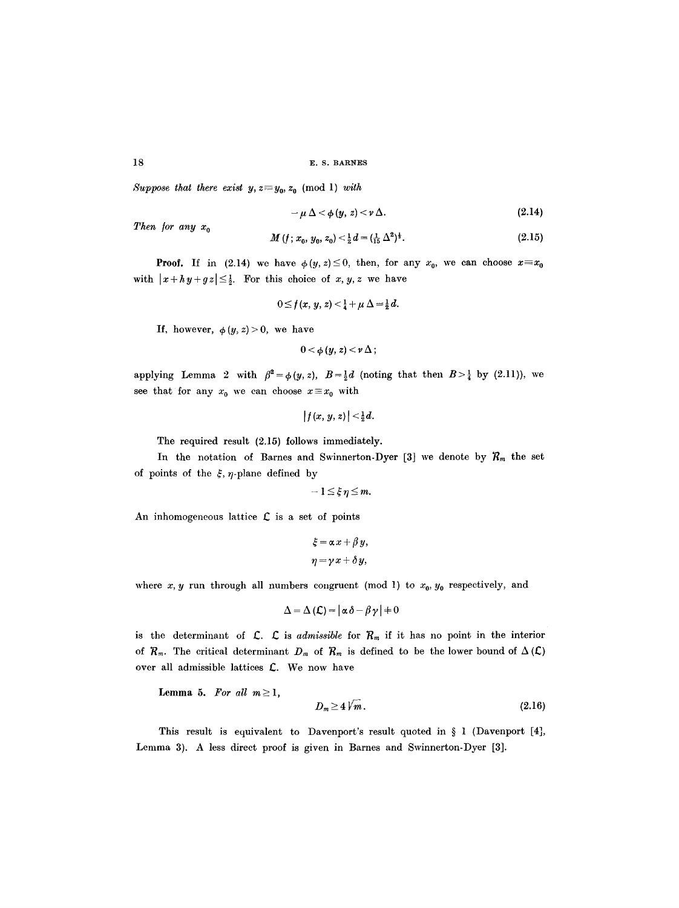*Suppose that there exist $y, z \equiv y_0, z_0 \pmod 1$ with*

$$-\mu\Delta < \phi(y, z) < \nu\Delta. \tag{2.14}$$

*Then for any $x_0$*

$$M(f; x_0, y_0, z_0) < \tfrac{1}{2}d = (\tfrac{1}{15}\Delta^2)^{\frac{1}{3}}. \tag{2.15}$$

**Proof.** If in (2.14) we have $\phi(y, z) \le 0$, then, for any $x_0$, we can choose $x \equiv x_0$ with $|x + hy + gz| \le \frac{1}{2}$. For this choice of $x, y, z$ we have

$$0 \le f(x, y, z) < \tfrac{1}{4} + \mu\Delta = \tfrac{1}{2}d.$$

If, however, $\phi(y, z) > 0$, we have

$$0 < \phi(y, z) < \nu\Delta;$$

applying Lemma 2 with $\beta^2 = \phi(y, z)$, $B = \frac{1}{2}d$ (noting that then $B > \frac{1}{4}$ by (2.11)), we see that for any $x_0$ we can choose $x \equiv x_0$ with

$$|f(x, y, z)| < \tfrac{1}{2}d.$$

The required result (2.15) follows immediately.

In the notation of Barnes and Swinnerton-Dyer [3] we denote by $\mathcal{R}_m$ the set of points of the $\xi, \eta$-plane defined by

$$-1 \le \xi\eta \le m.$$

An inhomogeneous lattice $\mathcal{L}$ is a set of points

$$\xi = \alpha x + \beta y,$$
$$\eta = \gamma x + \delta y,$$

where $x, y$ run through all numbers congruent (mod 1) to $x_0, y_0$ respectively, and

$$\Delta = \Delta(\mathcal{L}) = |\alpha\delta - \beta\gamma| \neq 0$$

is the determinant of $\mathcal{L}$. $\mathcal{L}$ is *admissible* for $\mathcal{R}_m$ if it has no point in the interior of $\mathcal{R}_m$. The critical determinant $D_m$ of $\mathcal{R}_m$ is defined to be the lower bound of $\Delta(\mathcal{L})$ over all admissible lattices $\mathcal{L}$. We now have

**Lemma 5.** *For all $m \ge 1$,*

$$D_m \ge 4\sqrt{m}. \tag{2.16}$$

This result is equivalent to Davenport's result quoted in § 1 (Davenport [4], Lemma 3). A less direct proof is given in Barnes and Swinnerton-Dyer [3].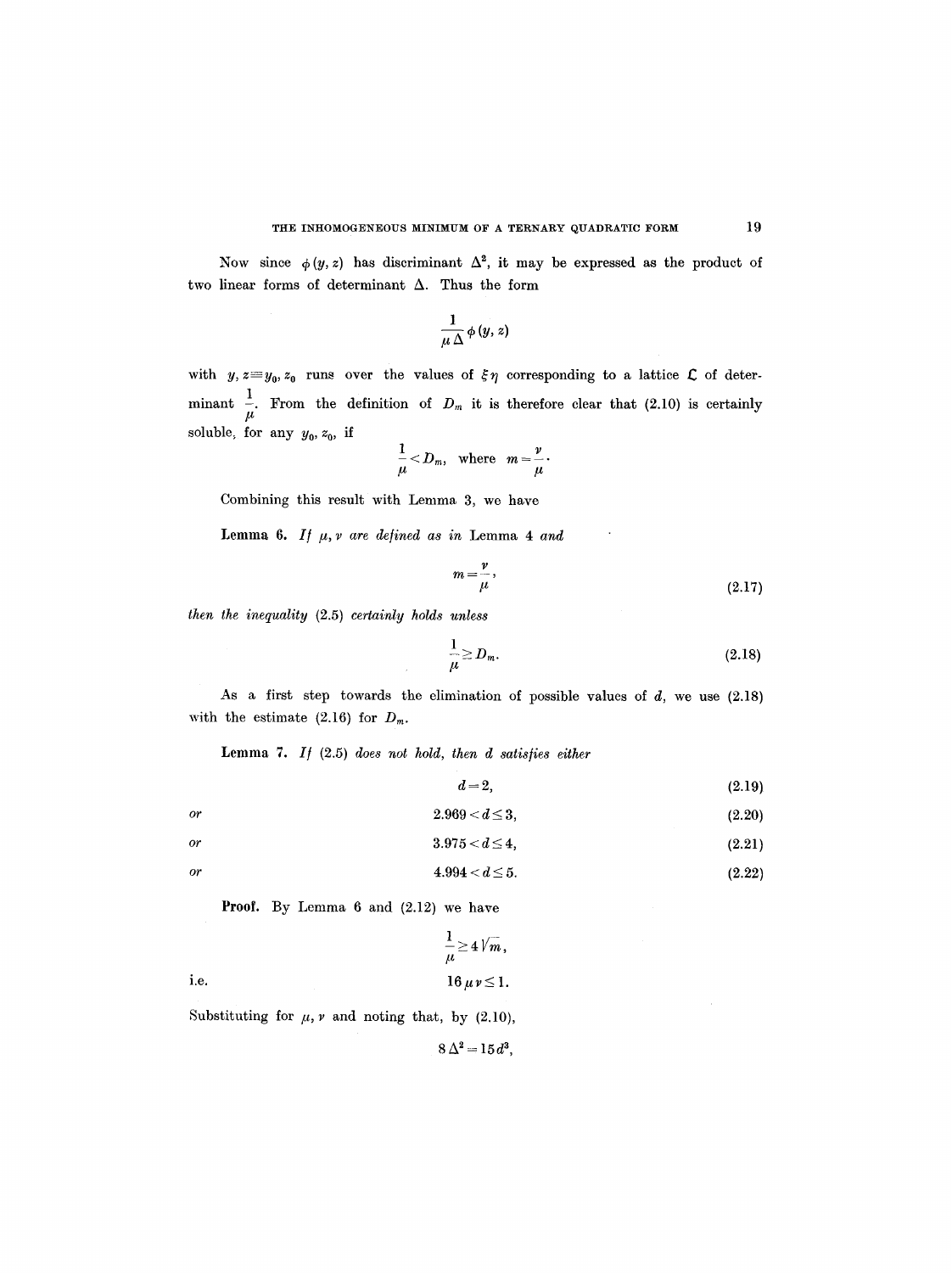Now since $\phi(y, z)$ has discriminant $\Delta^2$, it may be expressed as the product of two linear forms of determinant $\Delta$. Thus the form

$$\frac{1}{\mu \Delta} \phi(y, z)$$

with $y, z \equiv y_0, z_0$ runs over the values of $\xi \eta$ corresponding to a lattice $\mathcal{L}$ of determinant $\frac{1}{\mu}$. From the definition of $D_m$ it is therefore clear that (2.10) is certainly soluble, for any $y_0, z_0$, if

$$\frac{1}{\mu} < D_m, \quad \text{where} \quad m = \frac{\nu}{\mu}.$$

Combining this result with Lemma 3, we have

**Lemma 6.** *If $\mu, \nu$ are defined as in Lemma 4 and*

$$m = \frac{\nu}{\mu}, \tag{2.17}$$

*then the inequality (2.5) certainly holds unless*

$$\frac{1}{\mu} \geq D_m. \tag{2.18}$$

As a first step towards the elimination of possible values of $d$, we use (2.18) with the estimate (2.16) for $D_m$.

**Lemma 7.** *If (2.5) does not hold, then $d$ satisfies either*

$$d = 2, \tag{2.19}$$

*or*

$$2.969 < d \leq 3, \tag{2.20}$$

*or*

$$3.975 < d \leq 4, \tag{2.21}$$

*or*

$$4.994 < d \leq 5. \tag{2.22}$$

**Proof.** By Lemma 6 and (2.12) we have

$$\frac{1}{\mu} \geq 4 \sqrt{m},$$

i.e.

$$16 \mu \nu \leq 1.$$

Substituting for $\mu, \nu$ and noting that, by (2.10),

$$8 \Delta^2 = 15 d^3,$$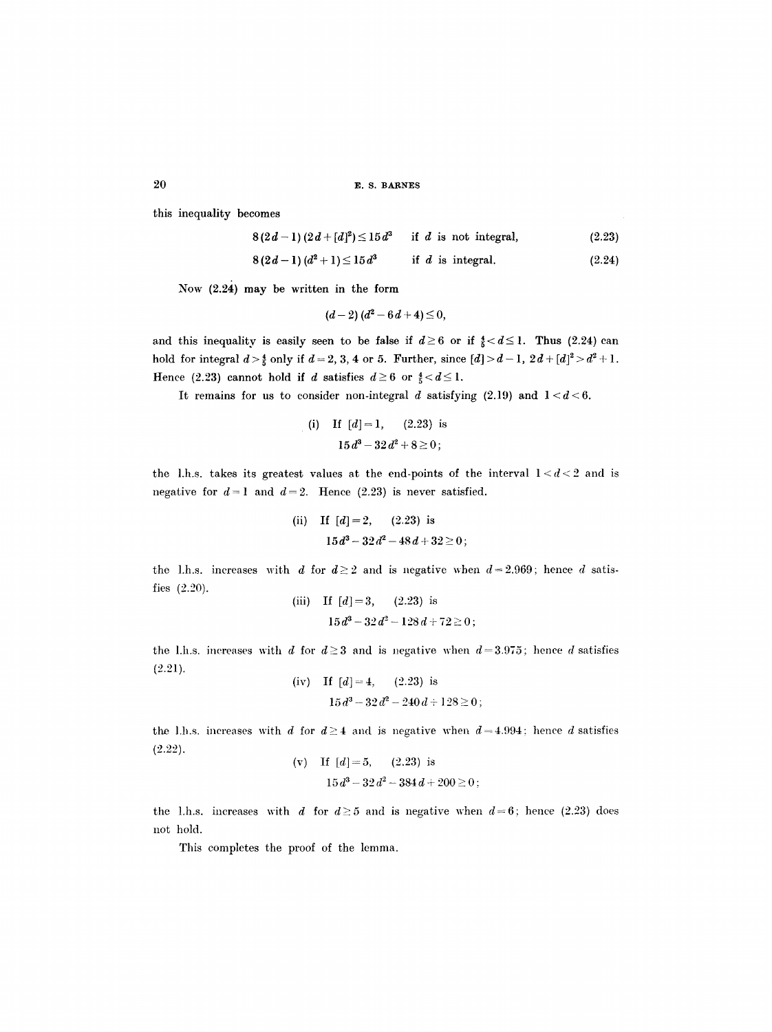this inequality becomes

$$8(2d-1)(2d+[d]^2) \leq 15d^3 \quad \text{if } d \text{ is not integral,} \tag{2.23}$$

$$8(2d-1)(d^2+1) \leq 15d^3 \quad \text{if } d \text{ is integral.} \tag{2.24}$$

Now (2.24) may be written in the form

$$(d-2)(d^2-6d+4) \leq 0,$$

and this inequality is easily seen to be false if $d \geq 6$ or if $\frac{4}{5} < d \leq 1$. Thus (2.24) can hold for integral $d > \frac{4}{5}$ only if $d = 2, 3, 4$ or $5$. Further, since $[d] > d-1$, $2d + [d]^2 > d^2 + 1$. Hence (2.23) cannot hold if $d$ satisfies $d \geq 6$ or $\frac{4}{5} < d \leq 1$.

It remains for us to consider non-integral $d$ satisfying (2.19) and $1 < d < 6$.

(i) If $[d] = 1$, (2.23) is

$$15d^3 - 32d^2 + 8 \geq 0;$$

the l.h.s. takes its greatest values at the end-points of the interval $1 < d < 2$ and is negative for $d = 1$ and $d = 2$. Hence (2.23) is never satisfied.

(ii) If $[d] = 2$, (2.23) is

$$15d^3 - 32d^2 - 48d + 32 \geq 0;$$

the l.h.s. increases with $d$ for $d \geq 2$ and is negative when $d = 2.969$; hence $d$ satisfies (2.20).

(iii) If $[d] = 3$, (2.23) is

$$15d^3 - 32d^2 - 128d + 72 \geq 0;$$

the l.h.s. increases with $d$ for $d \geq 3$ and is negative when $d = 3.975$; hence $d$ satisfies (2.21).

(iv) If $[d] = 4$, (2.23) is

$$15d^3 - 32d^2 - 240d + 128 \geq 0;$$

the l.h.s. increases with $d$ for $d \geq 4$ and is negative when $d = 4.994$; hence $d$ satisfies (2.22).

(v) If $[d] = 5$, (2.23) is

$$15d^3 - 32d^2 - 384d + 200 \geq 0;$$

the l.h.s. increases with $d$ for $d \geq 5$ and is negative when $d = 6$; hence (2.23) does not hold.

This completes the proof of the lemma.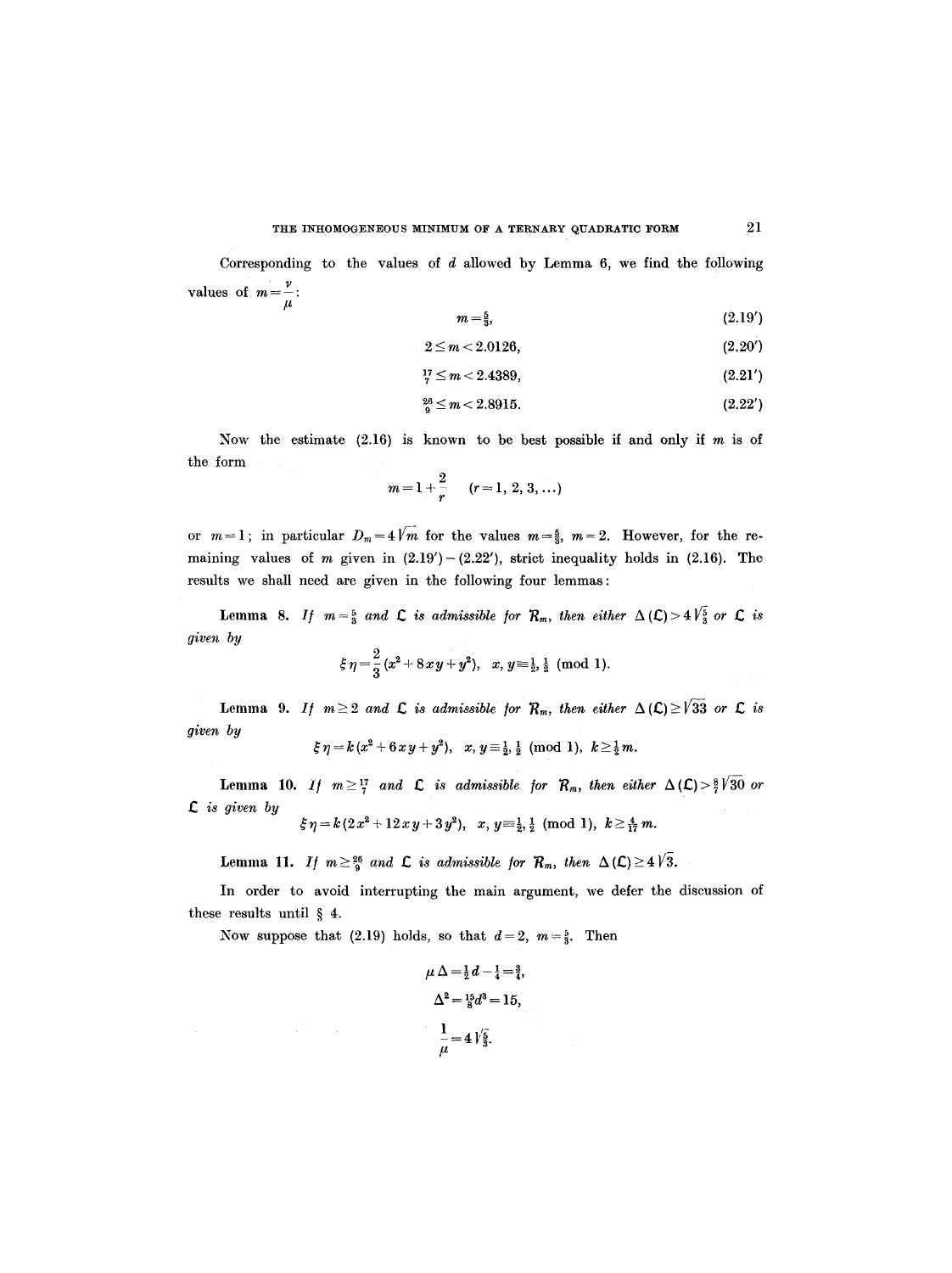Corresponding to the values of $d$ allowed by Lemma 6, we find the following values of $m = \frac{\nu}{\mu}$:

$$m = \tfrac{5}{3}, \tag{2.19'}$$

$$2 \leq m < 2.0126, \tag{2.20'}$$

$$\tfrac{17}{7} \leq m < 2.4389, \tag{2.21'}$$

$$\tfrac{26}{9} \leq m < 2.8915. \tag{2.22'}$$

Now the estimate (2.16) is known to be best possible if and only if $m$ is of the form

$$m = 1 + \frac{2}{r} \qquad (r = 1, 2, 3, \ldots)$$

or $m = 1$; in particular $D_m = 4\sqrt{m}$ for the values $m = \frac{5}{3}$, $m = 2$. However, for the remaining values of $m$ given in (2.19′)–(2.22′), strict inequality holds in (2.16). The results we shall need are given in the following four lemmas:

**Lemma 8.** *If* $m = \frac{5}{3}$ *and* $\mathfrak{L}$ *is admissible for* $\mathcal{R}_m$, *then either* $\Delta(\mathfrak{L}) > 4\sqrt{\tfrac{5}{3}}$ *or* $\mathfrak{L}$ *is given by*

$$\xi\eta = \frac{2}{3}(x^2 + 8xy + y^2), \quad x, y \equiv \tfrac{1}{2}, \tfrac{1}{2} \pmod{1}.$$

**Lemma 9.** *If* $m \geq 2$ *and* $\mathfrak{L}$ *is admissible for* $\mathcal{R}_m$, *then either* $\Delta(\mathfrak{L}) \geq \sqrt{33}$ *or* $\mathfrak{L}$ *is given by*

$$\xi\eta = k(x^2 + 6xy + y^2), \quad x, y \equiv \tfrac{1}{2}, \tfrac{1}{2} \pmod{1}, \quad k \geq \tfrac{1}{2}m.$$

**Lemma 10.** *If* $m \geq \frac{17}{7}$ *and* $\mathfrak{L}$ *is admissible for* $\mathcal{R}_m$, *then either* $\Delta(\mathfrak{L}) > \frac{8}{7}\sqrt{30}$ *or* $\mathfrak{L}$ *is given by*

$$\xi\eta = k(2x^2 + 12xy + 3y^2), \quad x, y \equiv \tfrac{1}{2}, \tfrac{1}{2} \pmod{1}, \quad k \geq \tfrac{4}{17}m.$$

**Lemma 11.** *If* $m \geq \frac{26}{9}$ *and* $\mathfrak{L}$ *is admissible for* $\mathcal{R}_m$, *then* $\Delta(\mathfrak{L}) \geq 4\sqrt{3}$.

In order to avoid interrupting the main argument, we defer the discussion of these results until § 4.

Now suppose that (2.19) holds, so that $d = 2$, $m = \frac{5}{3}$. Then

$$\mu\Delta = \tfrac{1}{2}d - \tfrac{1}{4} = \tfrac{3}{4},$$

$$\Delta^2 = \tfrac{15}{8}d^3 = 15,$$

$$\frac{1}{\mu} = 4\sqrt{\tfrac{5}{3}}.$$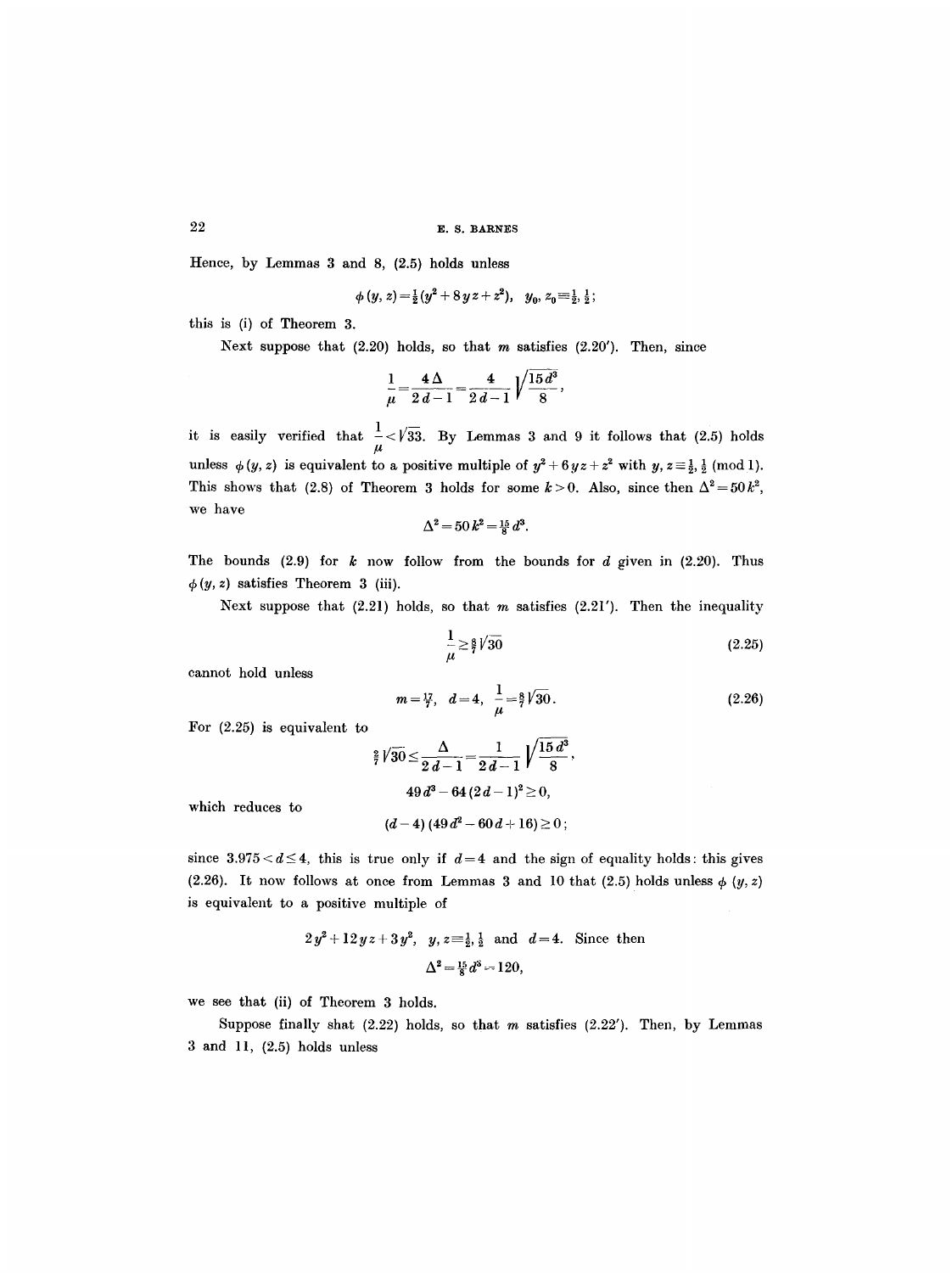Hence, by Lemmas 3 and 8, (2.5) holds unless

$$\phi(y, z) = \tfrac{1}{2}(y^2 + 8yz + z^2), \quad y_0, z_0 \equiv \tfrac{1}{2}, \tfrac{1}{2};$$

this is (i) of Theorem 3.

Next suppose that (2.20) holds, so that $m$ satisfies (2.20′). Then, since

$$\frac{1}{\mu} = \frac{4\Delta}{2d-1} = \frac{4}{2d-1}\sqrt{\frac{15d^3}{8}},$$

it is easily verified that $\frac{1}{\mu} < \sqrt{33}$. By Lemmas 3 and 9 it follows that (2.5) holds unless $\phi(y, z)$ is equivalent to a positive multiple of $y^2 + 6yz + z^2$ with $y, z \equiv \frac{1}{2}, \frac{1}{2} \pmod 1$. This shows that (2.8) of Theorem 3 holds for some $k > 0$. Also, since then $\Delta^2 = 50k^2$, we have

$$\Delta^2 = 50k^2 = \tfrac{15}{8}d^3.$$

The bounds (2.9) for $k$ now follow from the bounds for $d$ given in (2.20). Thus $\phi(y, z)$ satisfies Theorem 3 (iii).

Next suppose that (2.21) holds, so that $m$ satisfies (2.21′). Then the inequality

$$\frac{1}{\mu} \geq \tfrac{8}{7}\sqrt{30} \tag{2.25}$$

cannot hold unless

$$m = \tfrac{17}{7}, \quad d = 4, \quad \frac{1}{\mu} = \tfrac{8}{7}\sqrt{30}. \tag{2.26}$$

For (2.25) is equivalent to

$$\tfrac{2}{7}\sqrt{30} \leq \frac{\Delta}{2d-1} = \frac{1}{2d-1}\sqrt{\frac{15d^3}{8}},$$

$$49d^3 - 64(2d-1)^2 \geq 0,$$

which reduces to

$$(d-4)(49d^2 - 60d + 16) \geq 0;$$

since $3.975 < d \leq 4$, this is true only if $d = 4$ and the sign of equality holds: this gives (2.26). It now follows at once from Lemmas 3 and 10 that (2.5) holds unless $\phi(y, z)$ is equivalent to a positive multiple of

$$2y^2 + 12yz + 3y^2, \quad y, z \equiv \tfrac{1}{2}, \tfrac{1}{2} \text{ and } d = 4. \text{ Since then}$$

$$\Delta^2 = \tfrac{15}{8}d^3 = 120,$$

we see that (ii) of Theorem 3 holds.

Suppose finally shat (2.22) holds, so that $m$ satisfies (2.22′). Then, by Lemmas 3 and 11, (2.5) holds unless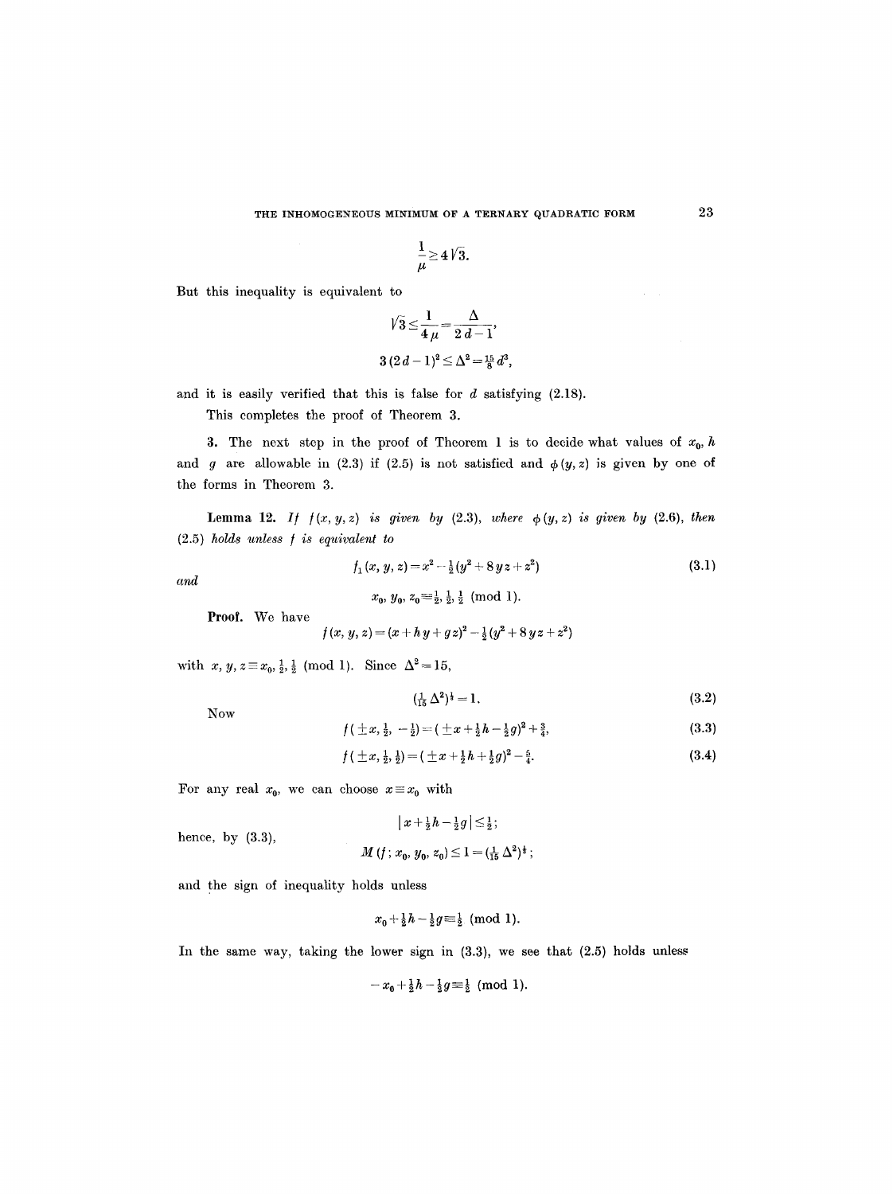$$\frac{1}{\mu} \geq 4\sqrt{3}.$$

But this inequality is equivalent to

$$\sqrt{3} \leq \frac{1}{4\mu} = \frac{\Delta}{2d-1},$$

$$3(2d-1)^2 \leq \Delta^2 = \tfrac{15}{8} d^3,$$

and it is easily verified that this is false for $d$ satisfying (2.18).

This completes the proof of Theorem 3.

**3.** The next step in the proof of Theorem 1 is to decide what values of $x_0$, $h$ and $g$ are allowable in (2.3) if (2.5) is not satisfied and $\phi(y, z)$ is given by one of the forms in Theorem 3.

**Lemma 12.** *If $f(x, y, z)$ is given by (2.3), where $\phi(y, z)$ is given by (2.6), then (2.5) holds unless $f$ is equivalent to*

$$f_1(x, y, z) = x^2 - \tfrac{1}{2}(y^2 + 8yz + z^2) \tag{3.1}$$

*and*

$$x_0, y_0, z_0 \equiv \tfrac{1}{2}, \tfrac{1}{2}, \tfrac{1}{2} \pmod{1}.$$

**Proof.** We have

$$f(x, y, z) = (x + hy + gz)^2 - \tfrac{1}{2}(y^2 + 8yz + z^2)$$

with $x, y, z \equiv x_0, \tfrac{1}{2}, \tfrac{1}{2} \pmod{1}$. Since $\Delta^2 = 15$,

$$(\tfrac{1}{15}\Delta^2)^{\frac{1}{3}} = 1. \tag{3.2}$$

Now

$$f(\pm x, \tfrac{1}{2}, -\tfrac{1}{2}) = (\pm x + \tfrac{1}{2}h - \tfrac{1}{2}g)^2 + \tfrac{3}{4}, \tag{3.3}$$

$$f(\pm x, \tfrac{1}{2}, \tfrac{1}{2}) = (\pm x + \tfrac{1}{2}h + \tfrac{1}{2}g)^2 - \tfrac{5}{4}. \tag{3.4}$$

For any real $x_0$, we can choose $x \equiv x_0$ with

$$|x + \tfrac{1}{2}h - \tfrac{1}{2}g| \leq \tfrac{1}{2};$$

hence, by (3.3),

$$M(f; x_0, y_0, z_0) \leq 1 = (\tfrac{1}{15}\Delta^2)^{\frac{1}{3}};$$

and the sign of inequality holds unless

$$x_0 + \tfrac{1}{2}h - \tfrac{1}{2}g \equiv \tfrac{1}{2} \pmod{1}.$$

In the same way, taking the lower sign in (3.3), we see that (2.5) holds unless

$$-x_0 + \tfrac{1}{2}h - \tfrac{1}{2}g \equiv \tfrac{1}{2} \pmod{1}.$$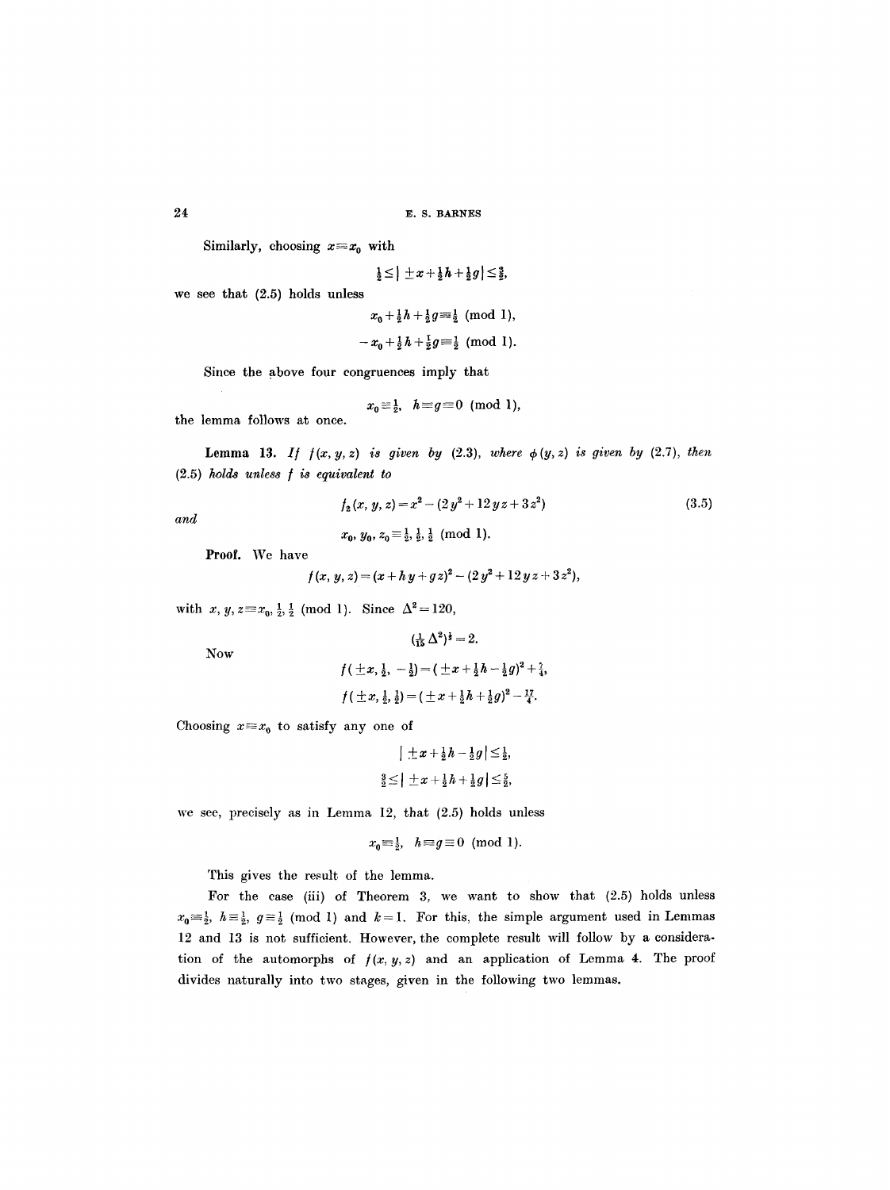Similarly, choosing $x \equiv x_0$ with

$$\tfrac{1}{2} \leq | \pm x + \tfrac{1}{2}h + \tfrac{1}{2}g | \leq \tfrac{3}{2},$$

we see that (2.5) holds unless

$$x_0 + \tfrac{1}{2}h + \tfrac{1}{2}g \equiv \tfrac{1}{2} \pmod{1},$$

$$-x_0 + \tfrac{1}{2}h + \tfrac{1}{2}g \equiv \tfrac{1}{2} \pmod{1}.$$

Since the above four congruences imply that

$$x_0 \equiv \tfrac{1}{2}, \quad h \equiv g \equiv 0 \pmod{1},$$

the lemma follows at once.

**Lemma 13.** *If $f(x, y, z)$ is given by (2.3), where $\phi(y, z)$ is given by (2.7), then (2.5) holds unless $f$ is equivalent to*

$$f_2(x, y, z) = x^2 - (2y^2 + 12yz + 3z^2) \tag{3.5}$$

*and*

$$x_0, y_0, z_0 \equiv \tfrac{1}{2}, \tfrac{1}{2}, \tfrac{1}{2} \pmod{1}.$$

**Proof.** We have

$$f(x, y, z) = (x + hy + gz)^2 - (2y^2 + 12yz + 3z^2),$$

with $x, y, z \equiv x_0, \tfrac{1}{2}, \tfrac{1}{2} \pmod{1}$. Since $\Delta^2 = 120$,

$$(\tfrac{1}{15}\Delta^2)^{\frac{1}{3}} = 2.$$

Now

$$f(\pm x, \tfrac{1}{2}, -\tfrac{1}{2}) = (\pm x + \tfrac{1}{2}h - \tfrac{1}{2}g)^2 + \tfrac{7}{4},$$

$$f(\pm x, \tfrac{1}{2}, \tfrac{1}{2}) = (\pm x + \tfrac{1}{2}h + \tfrac{1}{2}g)^2 - \tfrac{17}{4}.$$

Choosing $x \equiv x_0$ to satisfy any one of

$$| \pm x + \tfrac{1}{2}h - \tfrac{1}{2}g | \leq \tfrac{1}{2},$$

$$\tfrac{3}{2} \leq | \pm x + \tfrac{1}{2}h + \tfrac{1}{2}g | \leq \tfrac{5}{2},$$

we see, precisely as in Lemma 12, that (2.5) holds unless

$$x_0 \equiv \tfrac{1}{2}, \quad h \equiv g \equiv 0 \pmod{1}.$$

This gives the result of the lemma.

For the case (iii) of Theorem 3, we want to show that (2.5) holds unless $x_0 \equiv \tfrac{1}{2}$, $h \equiv \tfrac{1}{2}$, $g \equiv \tfrac{1}{2} \pmod{1}$ and $k = 1$. For this, the simple argument used in Lemmas 12 and 13 is not sufficient. However, the complete result will follow by a consideration of the automorphs of $f(x, y, z)$ and an application of Lemma 4. The proof divides naturally into two stages, given in the following two lemmas.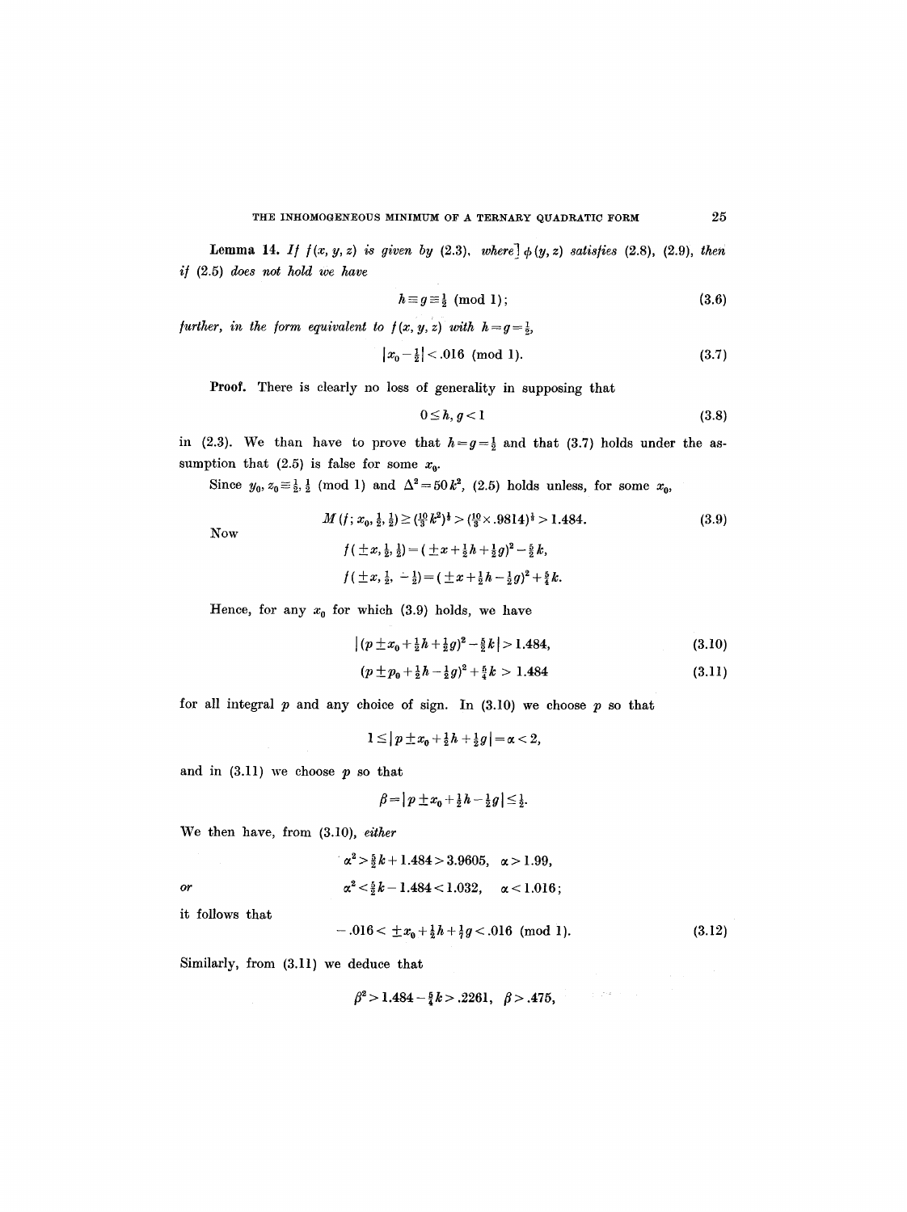**Lemma 14.** *If $f(x, y, z)$ is given by (2.3), where $\phi(y, z)$ satisfies (2.8), (2.9), then if (2.5) does not hold we have*

$$h \equiv g \equiv \tfrac{1}{2} \pmod 1; \tag{3.6}$$

*further, in the form equivalent to $f(x, y, z)$ with $h = g = \tfrac{1}{2}$,*

$$|x_0 - \tfrac{1}{2}| < .016 \pmod 1. \tag{3.7}$$

**Proof.** There is clearly no loss of generality in supposing that

$$0 \leq h, g < 1 \tag{3.8}$$

in (2.3). We than have to prove that $h = g = \tfrac{1}{2}$ and that (3.7) holds under the assumption that (2.5) is false for some $x_0$.

Since $y_0, z_0 \equiv \tfrac{1}{2}, \tfrac{1}{2} \pmod 1$ and $\Delta^2 = 50k^2$, (2.5) holds unless, for some $x_0$,

$$M(f; x_0, \tfrac{1}{2}, \tfrac{1}{2}) \geq (\tfrac{10}{3}k^2)^{\frac{1}{2}} > (\tfrac{10}{3} \times .9814)^{\frac{1}{2}} > 1.484. \tag{3.9}$$

Now

$$f(\pm x, \tfrac{1}{2}, \tfrac{1}{2}) = (\pm x + \tfrac{1}{2}h + \tfrac{1}{2}g)^2 - \tfrac{5}{2}k,$$

$$f(\pm x, \tfrac{1}{2}, -\tfrac{1}{2}) = (\pm x + \tfrac{1}{2}h - \tfrac{1}{2}g)^2 + \tfrac{5}{4}k.$$

Hence, for any $x_0$ for which (3.9) holds, we have

$$|(p \pm x_0 + \tfrac{1}{2}h + \tfrac{1}{2}g)^2 - \tfrac{5}{2}k| > 1.484, \tag{3.10}$$

$$(p \pm p_0 + \tfrac{1}{2}h - \tfrac{1}{2}g)^2 + \tfrac{5}{4}k > 1.484 \tag{3.11}$$

for all integral $p$ and any choice of sign. In (3.10) we choose $p$ so that

$$1 \leq |p \pm x_0 + \tfrac{1}{2}h + \tfrac{1}{2}g| = \alpha < 2,$$

and in (3.11) we choose $p$ so that

$$\beta = |p \pm x_0 + \tfrac{1}{2}h - \tfrac{1}{2}g| \leq \tfrac{1}{2}.$$

We then have, from (3.10), *either*

$$\alpha^2 > \tfrac{5}{2}k + 1.484 > 3.9605, \quad \alpha > 1.99,$$

*or*

$$\alpha^2 < \tfrac{5}{2}k - 1.484 < 1.032, \quad \alpha < 1.016;$$

it follows that

$$-.016 < \pm x_0 + \tfrac{1}{2}h + \tfrac{1}{7}g < .016 \pmod 1. \tag{3.12}$$

Similarly, from (3.11) we deduce that

$$\beta^2 > 1.484 - \tfrac{5}{4}k > .2261, \quad \beta > .475,$$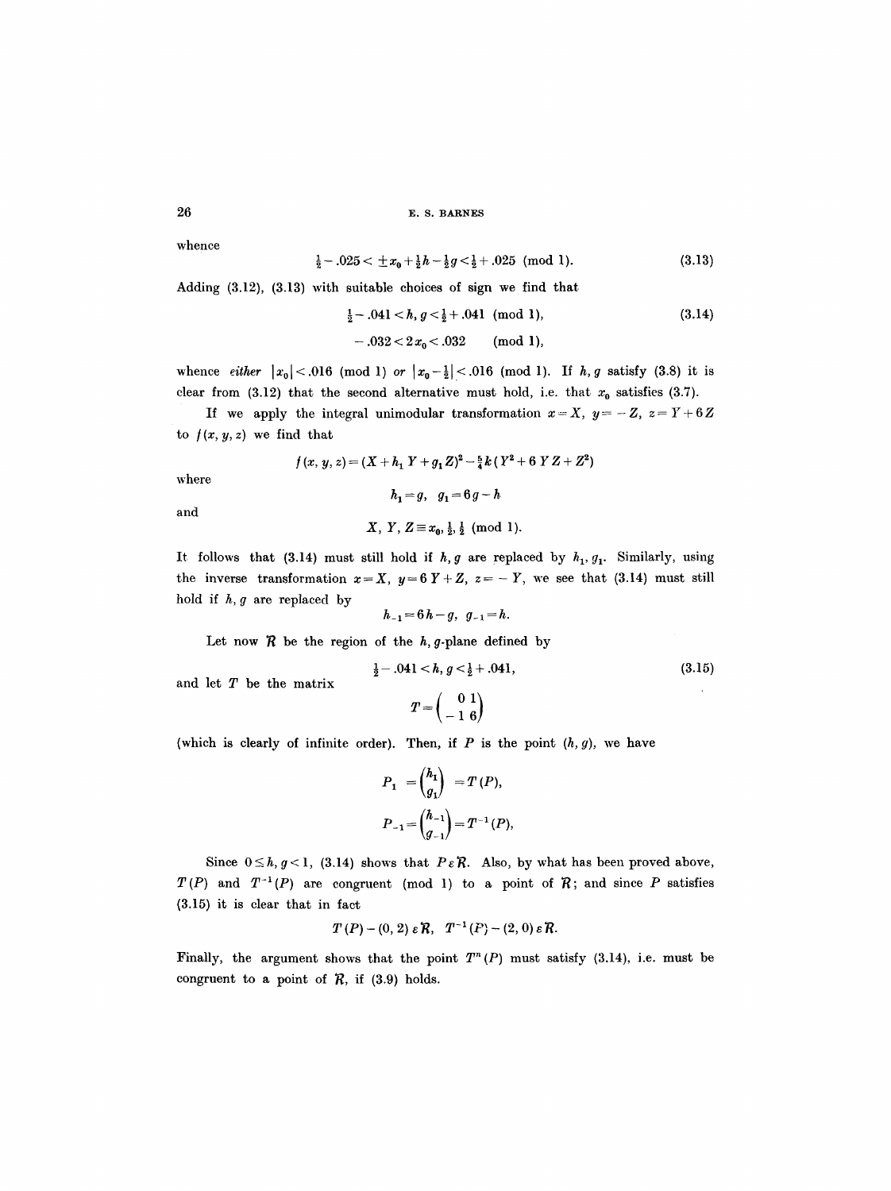whence

$$\tfrac{1}{2} - .025 < \pm x_0 + \tfrac{1}{2}h - \tfrac{1}{2}g < \tfrac{1}{2} + .025 \pmod 1. \tag{3.13}$$

Adding (3.12), (3.13) with suitable choices of sign we find that

$$\tfrac{1}{2} - .041 < h, g < \tfrac{1}{2} + .041 \pmod 1, \tag{3.14}$$

$$-.032 < 2x_0 < .032 \qquad \pmod 1,$$

whence *either* $|x_0| < .016 \pmod 1$ *or* $|x_0 - \tfrac{1}{2}| < .016 \pmod 1$. If $h, g$ satisfy (3.8) it is clear from (3.12) that the second alternative must hold, i.e. that $x_0$ satisfies (3.7).

If we apply the integral unimodular transformation $x = X$, $y = -Z$, $z = Y + 6Z$ to $f(x, y, z)$ we find that

$$f(x, y, z) = (X + h_1 Y + g_1 Z)^2 - \tfrac{5}{4}k(Y^2 + 6YZ + Z^2)$$

where

$$h_1 = g, \quad g_1 = 6g - h$$

and

$$X, Y, Z \equiv x_0, \tfrac{1}{2}, \tfrac{1}{2} \pmod 1.$$

It follows that (3.14) must still hold if $h, g$ are replaced by $h_1, g_1$. Similarly, using the inverse transformation $x = X$, $y = 6Y + Z$, $z = -Y$, we see that (3.14) must still hold if $h, g$ are replaced by

$$h_{-1} = 6h - g, \quad g_{-1} = h.$$

Let now $\mathcal{R}$ be the region of the $h, g$-plane defined by

$$\tfrac{1}{2} - .041 < h, g < \tfrac{1}{2} + .041, \tag{3.15}$$

and let $T$ be the matrix

$$T = \begin{pmatrix} 0 & 1 \\ -1 & 6 \end{pmatrix}$$

(which is clearly of infinite order). Then, if $P$ is the point $(h, g)$, we have

$$P_1 = \begin{pmatrix} h_1 \\ g_1 \end{pmatrix} = T(P),$$

$$P_{-1} = \begin{pmatrix} h_{-1} \\ g_{-1} \end{pmatrix} = T^{-1}(P),$$

Since $0 \leq h, g < 1$, (3.14) shows that $P \varepsilon \mathcal{R}$. Also, by what has been proved above, $T(P)$ and $T^{-1}(P)$ are congruent (mod 1) to a point of $\mathcal{R}$; and since $P$ satisfies (3.15) it is clear that in fact

$$T(P) - (0, 2) \,\varepsilon\, \mathcal{R}, \quad T^{-1}(P) - (2, 0) \,\varepsilon\, \mathcal{R}.$$

Finally, the argument shows that the point $T^n(P)$ must satisfy (3.14), i.e. must be congruent to a point of $\mathcal{R}$, if (3.9) holds.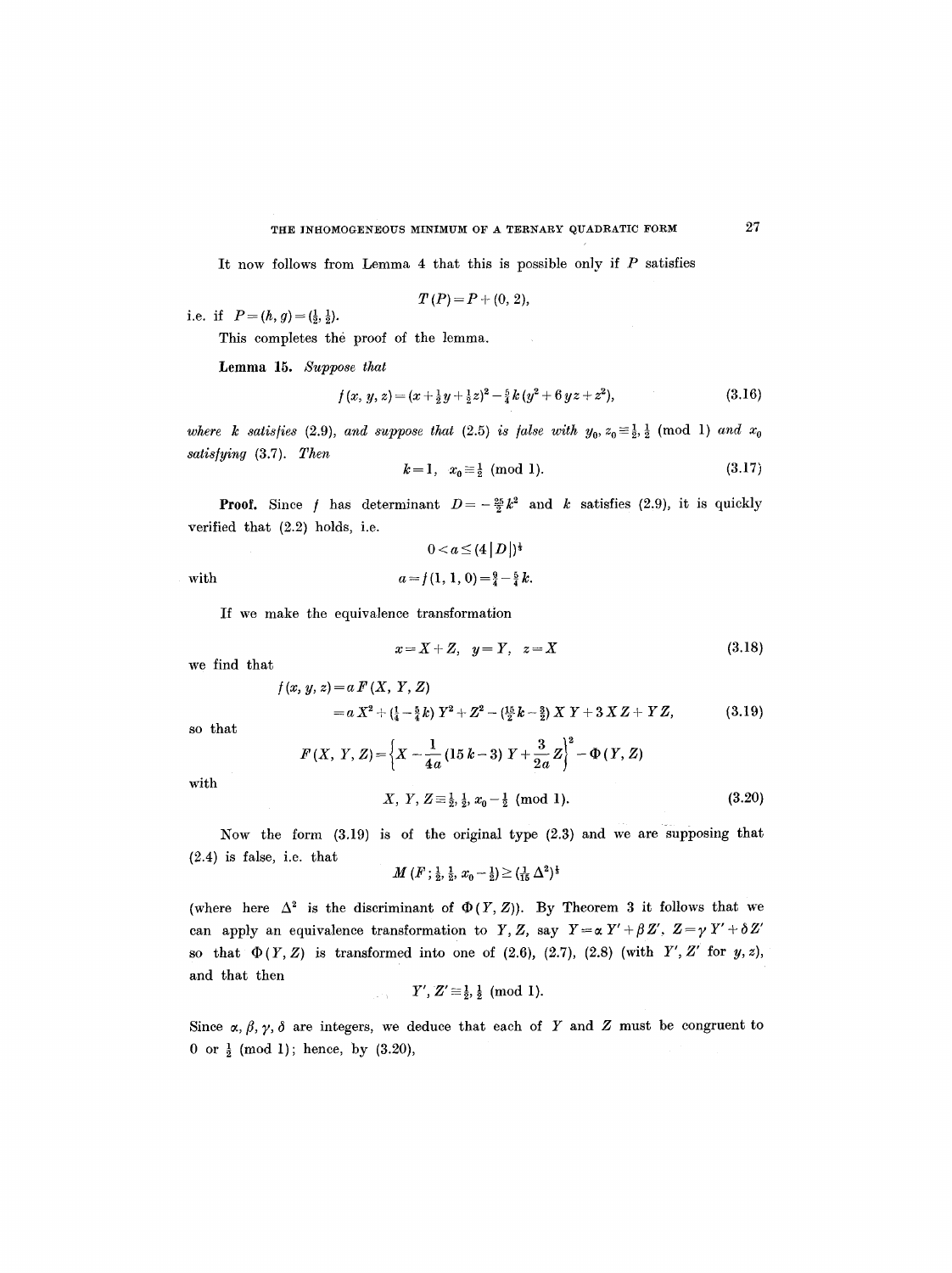It now follows from Lemma 4 that this is possible only if $P$ satisfies

$$T(P) = P + (0, 2),$$

i.e. if $P = (h, g) = (\frac{1}{2}, \frac{1}{2})$.

This completes the proof of the lemma.

**Lemma 15.** *Suppose that*

$$f(x, y, z) = (x + \tfrac{1}{2}y + \tfrac{1}{2}z)^2 - \tfrac{5}{4}k(y^2 + 6yz + z^2), \tag{3.16}$$

*where $k$ satisfies* (2.9), *and suppose that* (2.5) *is false with $y_0, z_0 \equiv \frac{1}{2}, \frac{1}{2}$ (mod 1) and $x_0$ satisfying* (3.7). *Then*

$$k = 1, \quad x_0 \equiv \tfrac{1}{2} \pmod{1}. \tag{3.17}$$

**Proof.** Since $f$ has determinant $D = -\frac{25}{2}k^2$ and $k$ satisfies (2.9), it is quickly verified that (2.2) holds, i.e.

$$0 < a \leq (4|D|)^{\frac{1}{3}}$$

with

$$a = f(1, 1, 0) = \tfrac{9}{4} - \tfrac{5}{4}k.$$

If we make the equivalence transformation

$$x = X + Z, \quad y = Y, \quad z = X \tag{3.18}$$

we find that

$$\begin{aligned} f(x, y, z) &= a\,F(X, Y, Z) \\ &= a\,X^2 + (\tfrac{1}{4} - \tfrac{5}{4}k)\,Y^2 + Z^2 - (\tfrac{15}{2}k - \tfrac{3}{2})\,X\,Y + 3\,X\,Z + Y\,Z, \end{aligned} \tag{3.19}$$

so that

$$F(X, Y, Z) = \left\{X - \frac{1}{4a}(15\,k - 3)\,Y + \frac{3}{2a}Z\right\}^2 - \Phi(Y, Z)$$

with

$$X, Y, Z \equiv \tfrac{1}{2}, \tfrac{1}{2}, x_0 - \tfrac{1}{2} \pmod{1}. \tag{3.20}$$

Now the form (3.19) is of the original type (2.3) and we are supposing that (2.4) is false, i.e. that

$$M(F; \tfrac{1}{2}, \tfrac{1}{2}, x_0 - \tfrac{1}{2}) \geq (\tfrac{1}{15}\Delta^2)^{\frac{1}{2}}$$

(where here $\Delta^2$ is the discriminant of $\Phi(Y, Z)$). By Theorem 3 it follows that we can apply an equivalence transformation to $Y, Z$, say $Y = \alpha Y' + \beta Z'$, $Z = \gamma Y' + \delta Z'$ so that $\Phi(Y, Z)$ is transformed into one of (2.6), (2.7), (2.8) (with $Y', Z'$ for $y, z$), and that then

$$Y', Z' \equiv \tfrac{1}{2}, \tfrac{1}{2} \pmod{1}.$$

Since $\alpha, \beta, \gamma, \delta$ are integers, we deduce that each of $Y$ and $Z$ must be congruent to 0 or $\frac{1}{2}$ (mod 1); hence, by (3.20),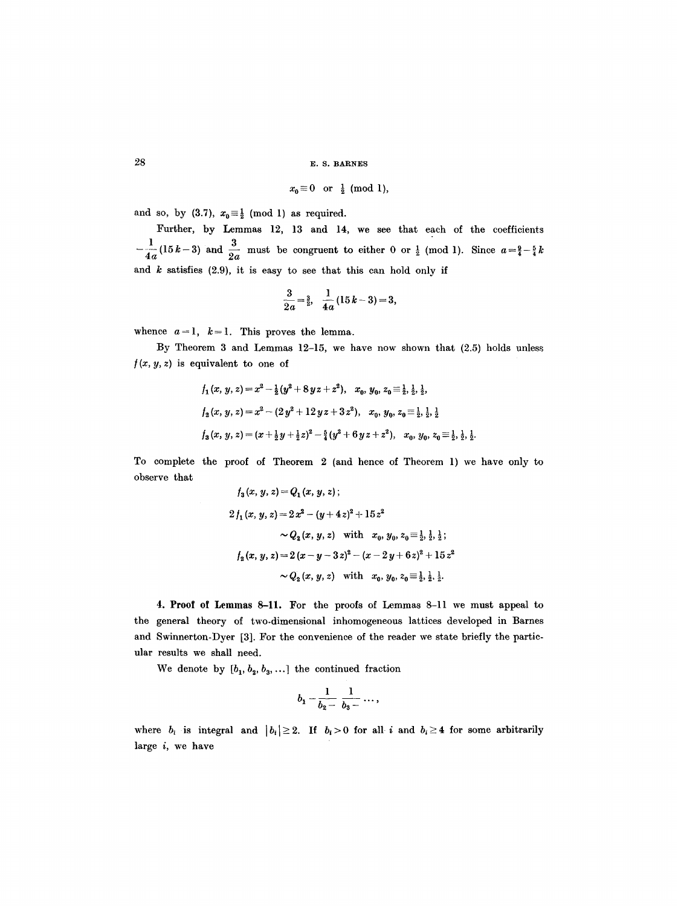$$x_0 \equiv 0 \text{ or } \tfrac{1}{2} \pmod 1,$$

and so, by (3.7), $x_0 \equiv \frac{1}{2} \pmod 1$ as required.

Further, by Lemmas 12, 13 and 14, we see that each of the coefficients $-\frac{1}{4a}(15k-3)$ and $\frac{3}{2a}$ must be congruent to either 0 or $\frac{1}{2}$ (mod 1). Since $a = \frac{9}{4} - \frac{5}{4}k$ and $k$ satisfies (2.9), it is easy to see that this can hold only if

$$\frac{3}{2a} = \tfrac{3}{2}, \quad \frac{1}{4a}(15k-3) = 3,$$

whence $a = 1$, $k = 1$. This proves the lemma.

By Theorem 3 and Lemmas 12–15, we have now shown that (2.5) holds unless $f(x, y, z)$ is equivalent to one of

$$f_1(x, y, z) = x^2 - \tfrac{1}{2}(y^2 + 8yz + z^2), \quad x_0, y_0, z_0 \equiv \tfrac{1}{2}, \tfrac{1}{2}, \tfrac{1}{2},$$

$$f_2(x, y, z) = x^2 - (2y^2 + 12yz + 3z^2), \quad x_0, y_0, z_0 \equiv \tfrac{1}{2}, \tfrac{1}{2}, \tfrac{1}{2}$$

$$f_3(x, y, z) = (x + \tfrac{1}{2}y + \tfrac{1}{2}z)^2 - \tfrac{5}{4}(y^2 + 6yz + z^2), \quad x_0, y_0, z_0 \equiv \tfrac{1}{2}, \tfrac{1}{2}, \tfrac{1}{2}.$$

To complete the proof of Theorem 2 (and hence of Theorem 1) we have only to observe that

$$f_3(x, y, z) = Q_1(x, y, z);$$

$$2f_1(x, y, z) = 2x^2 - (y + 4z)^2 + 15z^2$$

$$\sim Q_2(x, y, z) \text{ with } x_0, y_0, z_0 \equiv \tfrac{1}{2}, \tfrac{1}{2}, \tfrac{1}{2};$$

$$f_2(x, y, z) = 2(x - y - 3z)^2 - (x - 2y + 6z)^2 + 15z^2$$

$$\sim Q_2(x, y, z) \text{ with } x_0, y_0, z_0 \equiv \tfrac{1}{2}, \tfrac{1}{2}, \tfrac{1}{2}.$$

**4. Proof of Lemmas 8–11.** For the proofs of Lemmas 8–11 we must appeal to the general theory of two-dimensional inhomogeneous lattices developed in Barnes and Swinnerton-Dyer [3]. For the convenience of the reader we state briefly the particular results we shall need.

We denote by $[b_1, b_2, b_3, \ldots]$ the continued fraction

$$b_1 - \frac{1}{b_2 -}\ \frac{1}{b_3 -} \cdots,$$

where $b_i$ is integral and $|b_i| \geq 2$. If $b_i > 0$ for all $i$ and $b_i \geq 4$ for some arbitrarily large $i$, we have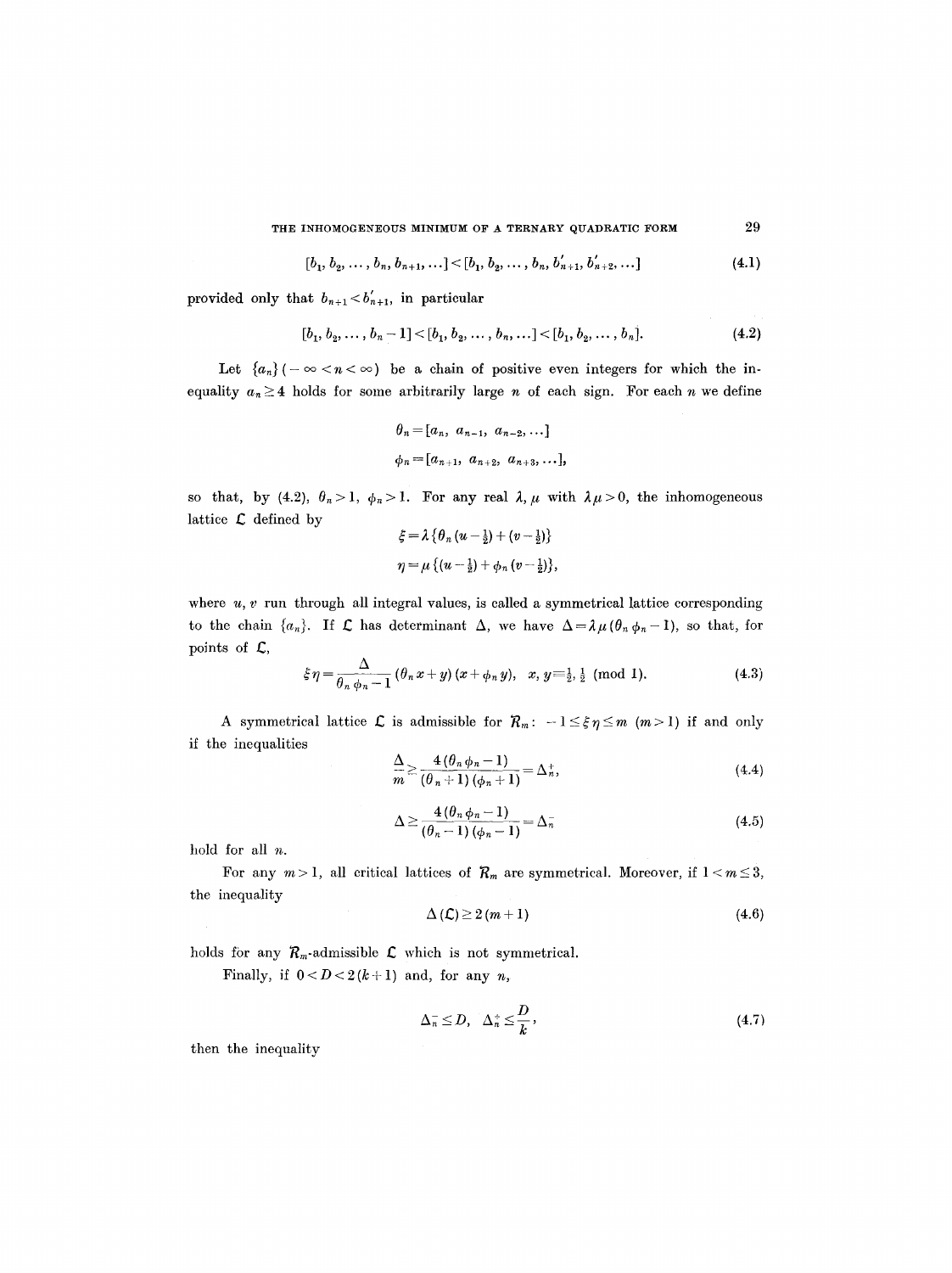$$[b_1, b_2, \ldots, b_n, b_{n+1}, \ldots] < [b_1, b_2, \ldots, b_n, b'_{n+1}, b'_{n+2}, \ldots] \tag{4.1}$$

provided only that $b_{n+1} < b'_{n+1}$, in particular

$$[b_1, b_2, \ldots, b_n - 1] < [b_1, b_2, \ldots, b_n, \ldots] < [b_1, b_2, \ldots, b_n]. \tag{4.2}$$

Let $\{a_n\}$ $(-\infty < n < \infty)$ be a chain of positive even integers for which the inequality $a_n \geq 4$ holds for some arbitrarily large $n$ of each sign. For each $n$ we define

$$\theta_n = [a_n, \; a_{n-1}, \; a_{n-2}, \ldots]$$

$$\phi_n = [a_{n+1}, \; a_{n+2}, \; a_{n+3}, \ldots],$$

so that, by (4.2), $\theta_n > 1$, $\phi_n > 1$. For any real $\lambda, \mu$ with $\lambda\mu > 0$, the inhomogeneous lattice $\mathcal{L}$ defined by

$$\xi = \lambda\{\theta_n (u - \tfrac{1}{2}) + (v - \tfrac{1}{2})\}$$

$$\eta = \mu\{(u - \tfrac{1}{2}) + \phi_n (v - \tfrac{1}{2})\},$$

where $u, v$ run through all integral values, is called a symmetrical lattice corresponding to the chain $\{a_n\}$. If $\mathcal{L}$ has determinant $\Delta$, we have $\Delta = \lambda\mu(\theta_n \phi_n - 1)$, so that, for points of $\mathcal{L}$,

$$\xi\eta = \frac{\Delta}{\theta_n \phi_n - 1} (\theta_n x + y)(x + \phi_n y), \quad x, y \equiv \tfrac{1}{2}, \tfrac{1}{2} \pmod{1}. \tag{4.3}$$

A symmetrical lattice $\mathcal{L}$ is admissible for $\mathcal{R}_m$: $-1 \leq \xi\eta \leq m$ $(m > 1)$ if and only if the inequalities

$$\frac{\Delta}{m} \geq \frac{4(\theta_n \phi_n - 1)}{(\theta_n + 1)(\phi_n + 1)} = \Delta_n^+, \tag{4.4}$$

$$\Delta \geq \frac{4(\theta_n \phi_n - 1)}{(\theta_n - 1)(\phi_n - 1)} = \Delta_n^- \tag{4.5}$$

hold for all $n$.

For any $m > 1$, all critical lattices of $\mathcal{R}_m$ are symmetrical. Moreover, if $1 < m \leq 3$, the inequality

$$\Delta(\mathcal{L}) \geq 2(m + 1) \tag{4.6}$$

holds for any $\mathcal{R}_m$-admissible $\mathcal{L}$ which is not symmetrical.

Finally, if $0 < D < 2(k + 1)$ and, for any $n$,

$$\Delta_n^- \leq D, \quad \Delta_n^+ \leq \frac{D}{k}, \tag{4.7}$$

then the inequality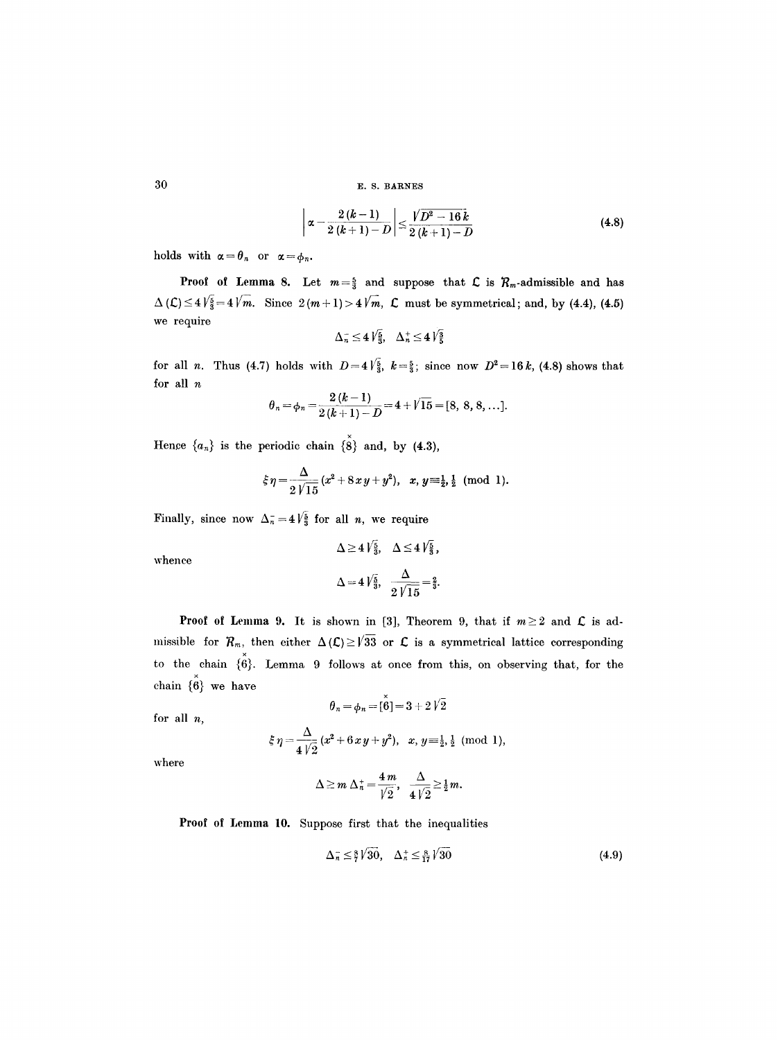$$\left|\alpha - \frac{2(k-1)}{2(k+1)-D}\right| \leq \frac{\sqrt{D^2-16k}}{2(k+1)-D} \tag{4.8}$$

holds with $\alpha = \theta_n$ or $\alpha = \phi_n$.

**Proof of Lemma 8.** Let $m = \frac{5}{3}$ and suppose that $\mathcal{L}$ is $\mathcal{R}_m$-admissible and has $\Delta(\mathcal{L}) \leq 4\sqrt{\frac{5}{3}} = 4\sqrt{m}$. Since $2(m+1) > 4\sqrt{m}$, $\mathcal{L}$ must be symmetrical; and, by (4.4), (4.5) we require

$$\Delta_n^- \leq 4\sqrt{\tfrac{5}{3}}, \quad \Delta_n^+ \leq 4\sqrt{\tfrac{3}{5}}$$

for all $n$. Thus (4.7) holds with $D = 4\sqrt{\frac{5}{3}}$, $k = \frac{5}{3}$; since now $D^2 = 16k$, (4.8) shows that for all $n$

$$\theta_n = \phi_n = \frac{2(k-1)}{2(k+1)-D} = 4 + \sqrt{15} = [8, 8, 8, \ldots].$$

Hence $\{a_n\}$ is the periodic chain $\{\overset{\times}{8}\}$ and, by (4.3),

$$\xi\eta = \frac{\Delta}{2\sqrt{15}}(x^2 + 8xy + y^2), \quad x, y \equiv \tfrac{1}{2}, \tfrac{1}{2} \pmod 1.$$

Finally, since now $\Delta_n^- = 4\sqrt{\frac{5}{3}}$ for all $n$, we require

$$\Delta \geq 4\sqrt{\tfrac{5}{3}}, \quad \Delta \leq 4\sqrt{\tfrac{5}{3}},$$

whence

$$\Delta = 4\sqrt{\tfrac{5}{3}}, \quad \frac{\Delta}{2\sqrt{15}} = \tfrac{2}{3}.$$

**Proof of Lemma 9.** It is shown in [3], Theorem 9, that if $m \geq 2$ and $\mathcal{L}$ is admissible for $\mathcal{R}_m$, then either $\Delta(\mathcal{L}) \geq \sqrt{33}$ or $\mathcal{L}$ is a symmetrical lattice corresponding to the chain $\{\overset{\times}{6}\}$. Lemma 9 follows at once from this, on observing that, for the chain $\{\overset{\times}{6}\}$ we have

$$\theta_n = \phi_n = [\overset{\times}{6}] = 3 + 2\sqrt{2}$$

for all $n$,

$$\xi\eta = \frac{\Delta}{4\sqrt{2}}(x^2 + 6xy + y^2), \quad x, y \equiv \tfrac{1}{2}, \tfrac{1}{2} \pmod 1,$$

where

$$\Delta \geq m\,\Delta_n^+ = \frac{4m}{\sqrt{2}}, \quad \frac{\Delta}{4\sqrt{2}} \geq \tfrac{1}{2}m.$$

**Proof of Lemma 10.** Suppose first that the inequalities

$$\Delta_n^- \leq \tfrac{8}{7}\sqrt{30}, \quad \Delta_n^+ \leq \tfrac{8}{17}\sqrt{30} \tag{4.9}$$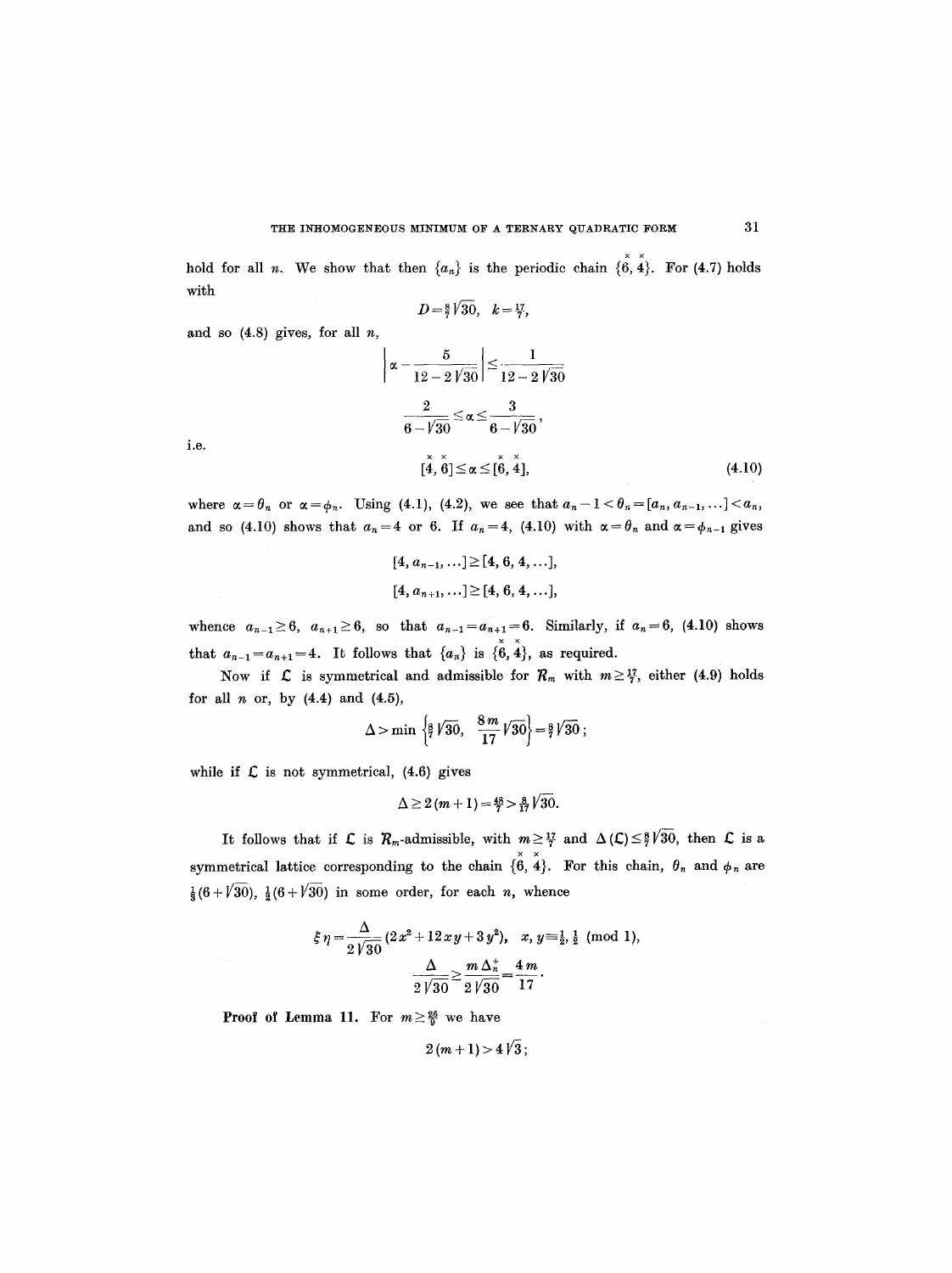hold for all $n$. We show that then $\{a_n\}$ is the periodic chain $\{\dot{6}, \dot{4}\}$. For (4.7) holds with

$$D = \tfrac{8}{7}\sqrt{30}, \quad k = \tfrac{17}{7},$$

and so (4.8) gives, for all $n$,

$$\left| \alpha - \frac{5}{12 - 2\sqrt{30}} \right| \leq \frac{1}{12 - 2\sqrt{30}}$$

$$\frac{2}{6 - \sqrt{30}} \leq \alpha \leq \frac{3}{6 - \sqrt{30}},$$

i.e.

$$[\dot{4}, \dot{6}] \leq \alpha \leq [\dot{6}, \dot{4}], \tag{4.10}$$

where $\alpha = \theta_n$ or $\alpha = \phi_n$. Using (4.1), (4.2), we see that $a_n - 1 < \theta_n = [a_n, a_{n-1}, \ldots] < a_n$, and so (4.10) shows that $a_n = 4$ or 6. If $a_n = 4$, (4.10) with $\alpha = \theta_n$ and $\alpha = \phi_{n-1}$ gives

$$[4, a_{n-1}, \ldots] \geq [4, 6, 4, \ldots],$$

$$[4, a_{n+1}, \ldots] \geq [4, 6, 4, \ldots],$$

whence $a_{n-1} \geq 6$, $a_{n+1} \geq 6$, so that $a_{n-1} = a_{n+1} = 6$. Similarly, if $a_n = 6$, (4.10) shows that $a_{n-1} = a_{n+1} = 4$. It follows that $\{a_n\}$ is $\{\dot{6}, \dot{4}\}$, as required.

Now if $\mathcal{L}$ is symmetrical and admissible for $\mathcal{R}_m$ with $m \geq \frac{17}{7}$, either (4.9) holds for all $n$ or, by (4.4) and (4.5),

$$\Delta > \min\left\{\tfrac{8}{7}\sqrt{30}, \ \frac{8m}{17}\sqrt{30}\right\} = \tfrac{8}{7}\sqrt{30};$$

while if $\mathcal{L}$ is not symmetrical, (4.6) gives

$$\Delta \geq 2(m+1) = \tfrac{48}{7} > \tfrac{8}{17}\sqrt{30}.$$

It follows that if $\mathcal{L}$ is $\mathcal{R}_m$-admissible, with $m \geq \frac{17}{7}$ and $\Delta(\mathcal{L}) \leq \frac{8}{7}\sqrt{30}$, then $\mathcal{L}$ is a symmetrical lattice corresponding to the chain $\{\dot{6}, \dot{4}\}$. For this chain, $\theta_n$ and $\phi_n$ are $\frac{1}{3}(6 + \sqrt{30})$, $\frac{1}{2}(6 + \sqrt{30})$ in some order, for each $n$, whence

$$\xi\eta = \frac{\Delta}{2\sqrt{30}}(2x^2 + 12xy + 3y^2), \quad x, y \equiv \tfrac{1}{2}, \tfrac{1}{2} \pmod 1,$$

$$\frac{\Delta}{2\sqrt{30}} \geq \frac{m\Delta_n^+}{2\sqrt{30}} = \frac{4m}{17}.$$

**Proof of Lemma 11.** For $m \geq \frac{26}{9}$ we have

$$2(m+1) > 4\sqrt{3};$$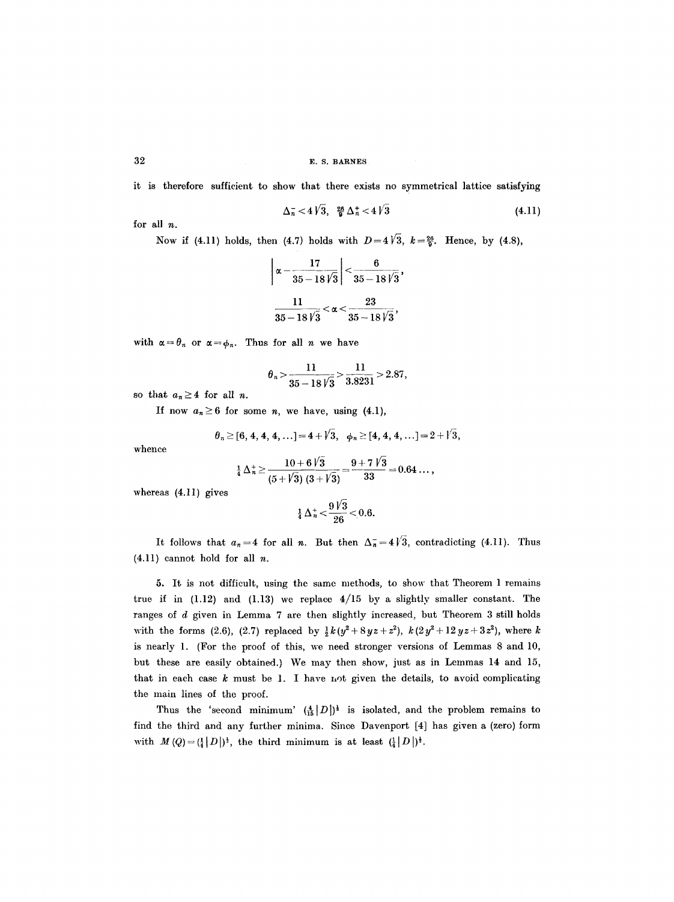it is therefore sufficient to show that there exists no symmetrical lattice satisfying

$$\Delta_n^- < 4\sqrt{3}, \quad \tfrac{26}{9}\Delta_n^+ < 4\sqrt{3} \tag{4.11}$$

for all $n$.

Now if (4.11) holds, then (4.7) holds with $D = 4\sqrt{3}$, $k = \frac{26}{9}$. Hence, by (4.8),

$$\left|\alpha - \frac{17}{35-18\sqrt{3}}\right| < \frac{6}{35-18\sqrt{3}},$$

$$\frac{11}{35-18\sqrt{3}} < \alpha < \frac{23}{35-18\sqrt{3}},$$

with $\alpha = \theta_n$ or $\alpha = \phi_n$. Thus for all $n$ we have

$$\theta_n > \frac{11}{35-18\sqrt{3}} > \frac{11}{3.8231} > 2.87,$$

so that $a_n \geq 4$ for all $n$.

If now $a_n \geq 6$ for some $n$, we have, using (4.1),

$$\theta_n \geq [6, 4, 4, 4, \ldots] = 4 + \sqrt{3}, \quad \phi_n \geq [4, 4, 4, \ldots] = 2 + \sqrt{3},$$

whence

$$\tfrac{1}{4}\Delta_n^+ \geq \frac{10 + 6\sqrt{3}}{(5+\sqrt{3})(3+\sqrt{3})} = \frac{9 + 7\sqrt{3}}{33} = 0.64\ldots,$$

whereas (4.11) gives

$$\tfrac{1}{4}\Delta_n^+ < \frac{9\sqrt{3}}{26} < 0.6.$$

It follows that $a_n = 4$ for all $n$. But then $\Delta_n^- = 4\sqrt{3}$, contradicting (4.11). Thus (4.11) cannot hold for all $n$.

**5.** It is not difficult, using the same methods, to show that Theorem 1 remains true if in (1.12) and (1.13) we replace 4/15 by a slightly smaller constant. The ranges of $d$ given in Lemma 7 are then slightly increased, but Theorem 3 still holds with the forms (2.6), (2.7) replaced by $\frac{1}{2}k(y^2 + 8yz + z^2)$, $k(2y^2 + 12yz + 3z^2)$, where $k$ is nearly 1. (For the proof of this, we need stronger versions of Lemmas 8 and 10, but these are easily obtained.) We may then show, just as in Lemmas 14 and 15, that in each case $k$ must be 1. I have not given the details, to avoid complicating the main lines of the proof.

Thus the 'second minimum' $(\frac{4}{15}|D|)^{\frac{1}{3}}$ is isolated, and the problem remains to find the third and any further minima. Since Davenport [4] has given a (zero) form with $M(Q) = (\frac{1}{4}|D|)^{\frac{1}{3}}$, the third minimum is at least $(\frac{1}{4}|D|)^{\frac{1}{3}}$.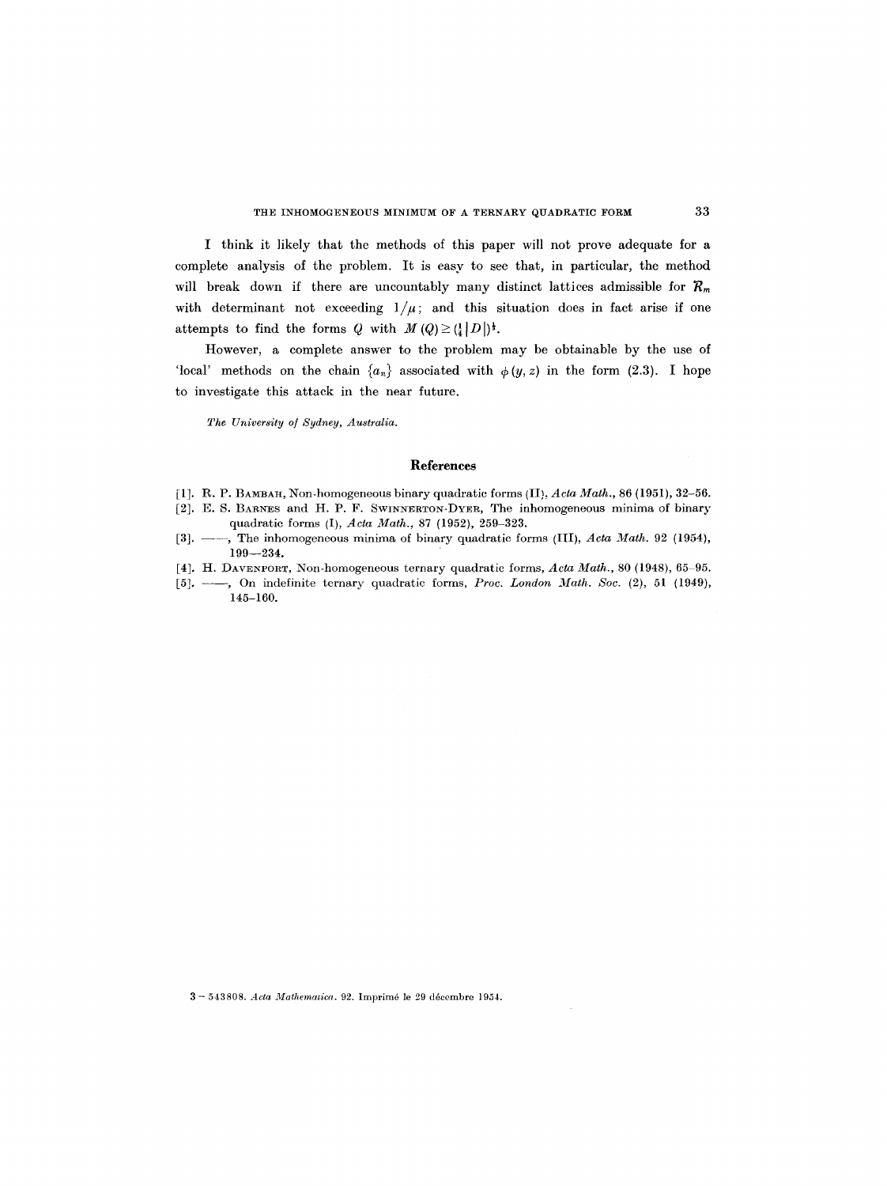I think it likely that the methods of this paper will not prove adequate for a complete analysis of the problem. It is easy to see that, in particular, the method will break down if there are uncountably many distinct lattices admissible for $\mathcal{R}_m$ with determinant not exceeding $1/\mu$; and this situation does in fact arise if one attempts to find the forms $Q$ with $M(Q) \geq (\frac{1}{4}|D|)^{\frac{1}{3}}$.

However, a complete answer to the problem may be obtainable by the use of 'local' methods on the chain $\{a_n\}$ associated with $\phi(y, z)$ in the form (2.3). I hope to investigate this attack in the near future.

*The University of Sydney, Australia.*

## References

[1]. R. P. Bambah, Non-homogeneous binary quadratic forms (II), *Acta Math.*, 86 (1951), 32–56.

[2]. E. S. Barnes and H. P. F. Swinnerton-Dyer, The inhomogeneous minima of binary quadratic forms (I), *Acta Math.*, 87 (1952), 259–323.

[3]. ——, The inhomogeneous minima of binary quadratic forms (III), *Acta Math.* 92 (1954), 199—234.

[4]. H. Davenport, Non-homogeneous ternary quadratic forms, *Acta Math.*, 80 (1948), 65–95.

[5]. ——, On indefinite ternary quadratic forms, *Proc. London Math. Soc.* (2), 51 (1949), 145–160.